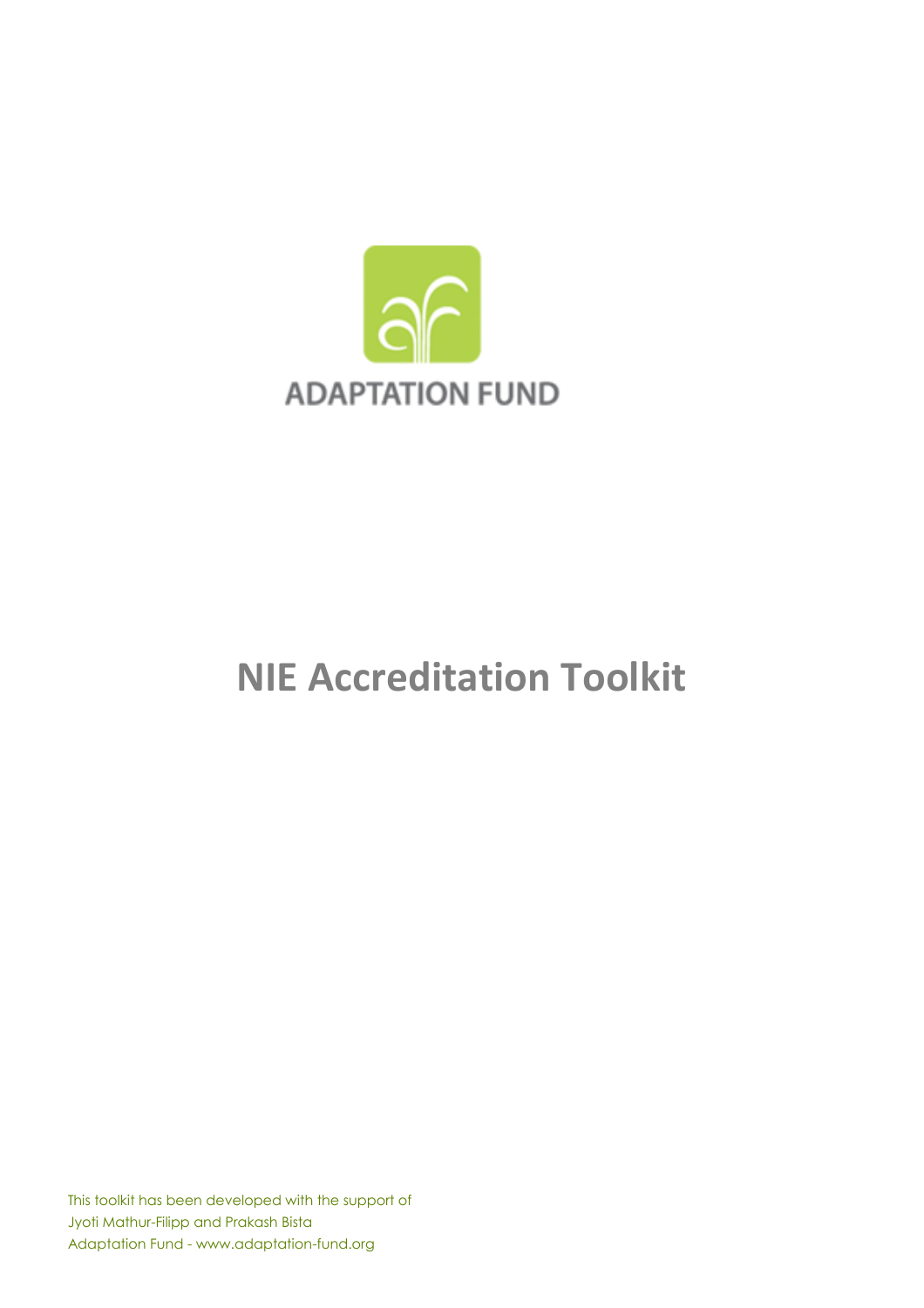ADAPTATION FUND

# NIE Accreditation Toolkit

This toolkit has been developed with the support of
Jyoti Mathur-Filipp and Prakash Bista
Adaptation Fund - www.adaptation-fund.org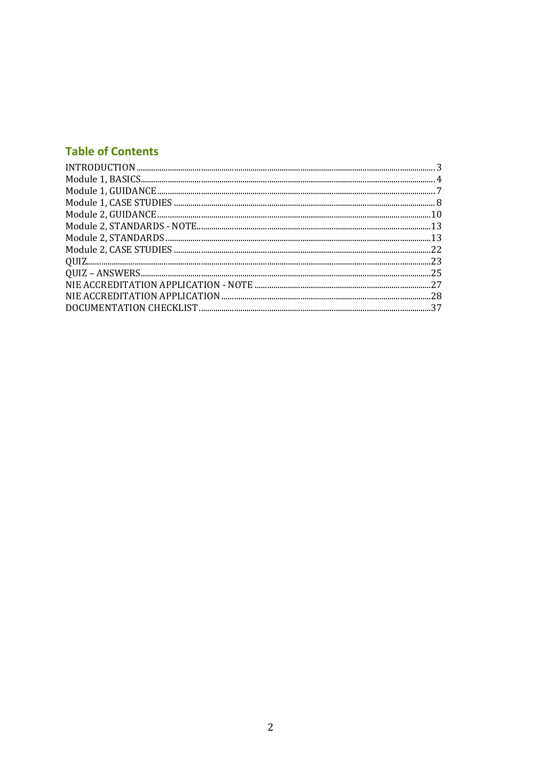## Table of Contents

| | |
|---|---|
| INTRODUCTION | 3 |
| Module 1, BASICS | 4 |
| Module 1, GUIDANCE | 7 |
| Module 1, CASE STUDIES | 8 |
| Module 2, GUIDANCE | 10 |
| Module 2, STANDARDS - NOTE | 13 |
| Module 2, STANDARDS | 13 |
| Module 2, CASE STUDIES | 22 |
| QUIZ | 23 |
| QUIZ – ANSWERS | 25 |
| NIE ACCREDITATION APPLICATION - NOTE | 27 |
| NIE ACCREDITATION APPLICATION | 28 |
| DOCUMENTATION CHECKLIST | 37 |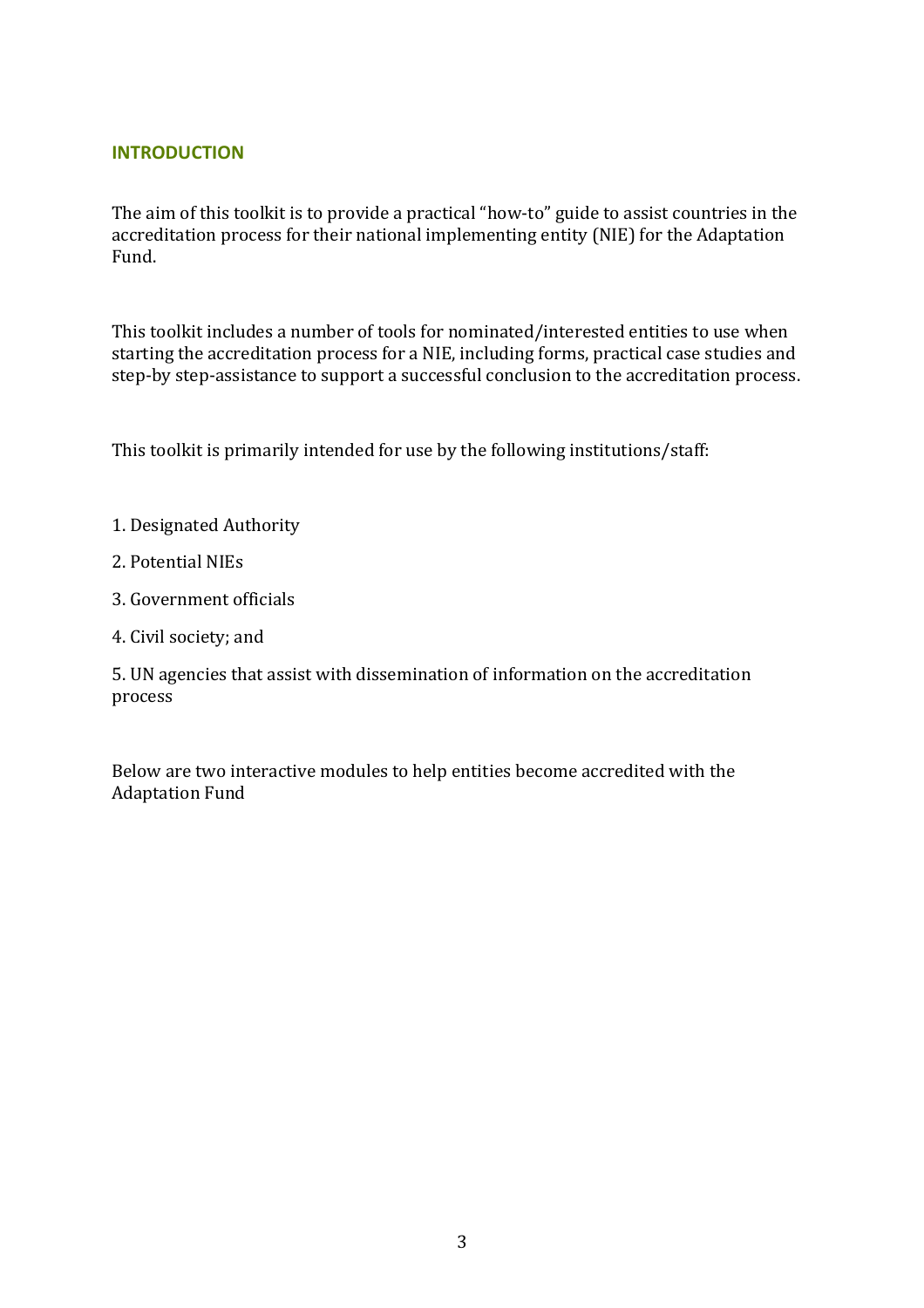## INTRODUCTION

The aim of this toolkit is to provide a practical "how-to" guide to assist countries in the accreditation process for their national implementing entity (NIE) for the Adaptation Fund.

This toolkit includes a number of tools for nominated/interested entities to use when starting the accreditation process for a NIE, including forms, practical case studies and step-by step-assistance to support a successful conclusion to the accreditation process.

This toolkit is primarily intended for use by the following institutions/staff:

1. Designated Authority
2. Potential NIEs
3. Government officials
4. Civil society; and
5. UN agencies that assist with dissemination of information on the accreditation process

Below are two interactive modules to help entities become accredited with the Adaptation Fund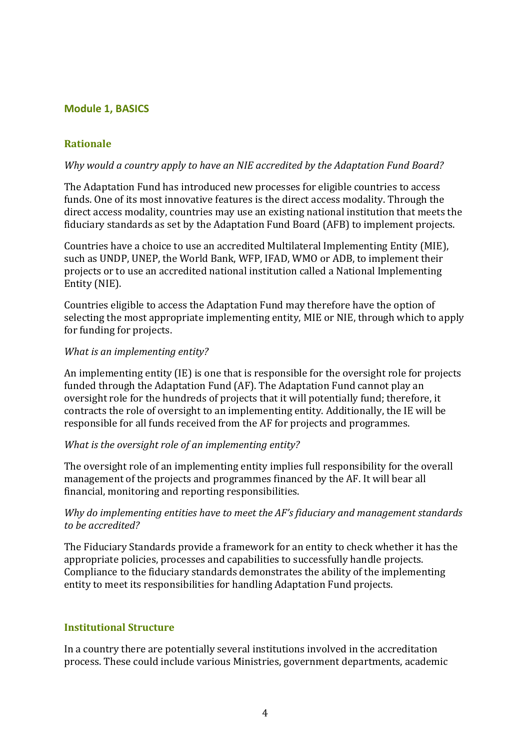## Module 1, BASICS

### Rationale

*Why would a country apply to have an NIE accredited by the Adaptation Fund Board?*

The Adaptation Fund has introduced new processes for eligible countries to access funds. One of its most innovative features is the direct access modality. Through the direct access modality, countries may use an existing national institution that meets the fiduciary standards as set by the Adaptation Fund Board (AFB) to implement projects.

Countries have a choice to use an accredited Multilateral Implementing Entity (MIE), such as UNDP, UNEP, the World Bank, WFP, IFAD, WMO or ADB, to implement their projects or to use an accredited national institution called a National Implementing Entity (NIE).

Countries eligible to access the Adaptation Fund may therefore have the option of selecting the most appropriate implementing entity, MIE or NIE, through which to apply for funding for projects.

*What is an implementing entity?*

An implementing entity (IE) is one that is responsible for the oversight role for projects funded through the Adaptation Fund (AF). The Adaptation Fund cannot play an oversight role for the hundreds of projects that it will potentially fund; therefore, it contracts the role of oversight to an implementing entity. Additionally, the IE will be responsible for all funds received from the AF for projects and programmes.

*What is the oversight role of an implementing entity?*

The oversight role of an implementing entity implies full responsibility for the overall management of the projects and programmes financed by the AF. It will bear all financial, monitoring and reporting responsibilities.

*Why do implementing entities have to meet the AF's fiduciary and management standards to be accredited?*

The Fiduciary Standards provide a framework for an entity to check whether it has the appropriate policies, processes and capabilities to successfully handle projects. Compliance to the fiduciary standards demonstrates the ability of the implementing entity to meet its responsibilities for handling Adaptation Fund projects.

### Institutional Structure

In a country there are potentially several institutions involved in the accreditation process. These could include various Ministries, government departments, academic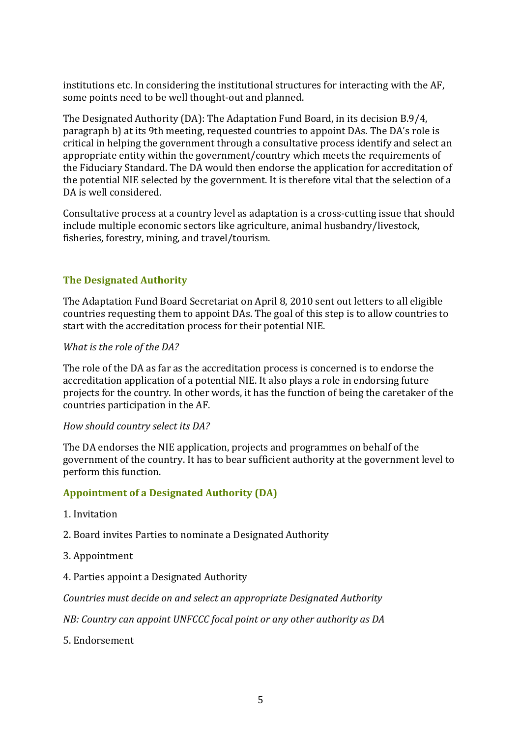institutions etc. In considering the institutional structures for interacting with the AF, some points need to be well thought-out and planned.

The Designated Authority (DA): The Adaptation Fund Board, in its decision B.9/4, paragraph b) at its 9th meeting, requested countries to appoint DAs. The DA's role is critical in helping the government through a consultative process identify and select an appropriate entity within the government/country which meets the requirements of the Fiduciary Standard. The DA would then endorse the application for accreditation of the potential NIE selected by the government. It is therefore vital that the selection of a DA is well considered.

Consultative process at a country level as adaptation is a cross-cutting issue that should include multiple economic sectors like agriculture, animal husbandry/livestock, fisheries, forestry, mining, and travel/tourism.

### The Designated Authority

The Adaptation Fund Board Secretariat on April 8, 2010 sent out letters to all eligible countries requesting them to appoint DAs. The goal of this step is to allow countries to start with the accreditation process for their potential NIE.

*What is the role of the DA?*

The role of the DA as far as the accreditation process is concerned is to endorse the accreditation application of a potential NIE. It also plays a role in endorsing future projects for the country. In other words, it has the function of being the caretaker of the countries participation in the AF.

*How should country select its DA?*

The DA endorses the NIE application, projects and programmes on behalf of the government of the country. It has to bear sufficient authority at the government level to perform this function.

### Appointment of a Designated Authority (DA)

1. Invitation

2. Board invites Parties to nominate a Designated Authority

3. Appointment

4. Parties appoint a Designated Authority

*Countries must decide on and select an appropriate Designated Authority*

*NB: Country can appoint UNFCCC focal point or any other authority as DA*

5. Endorsement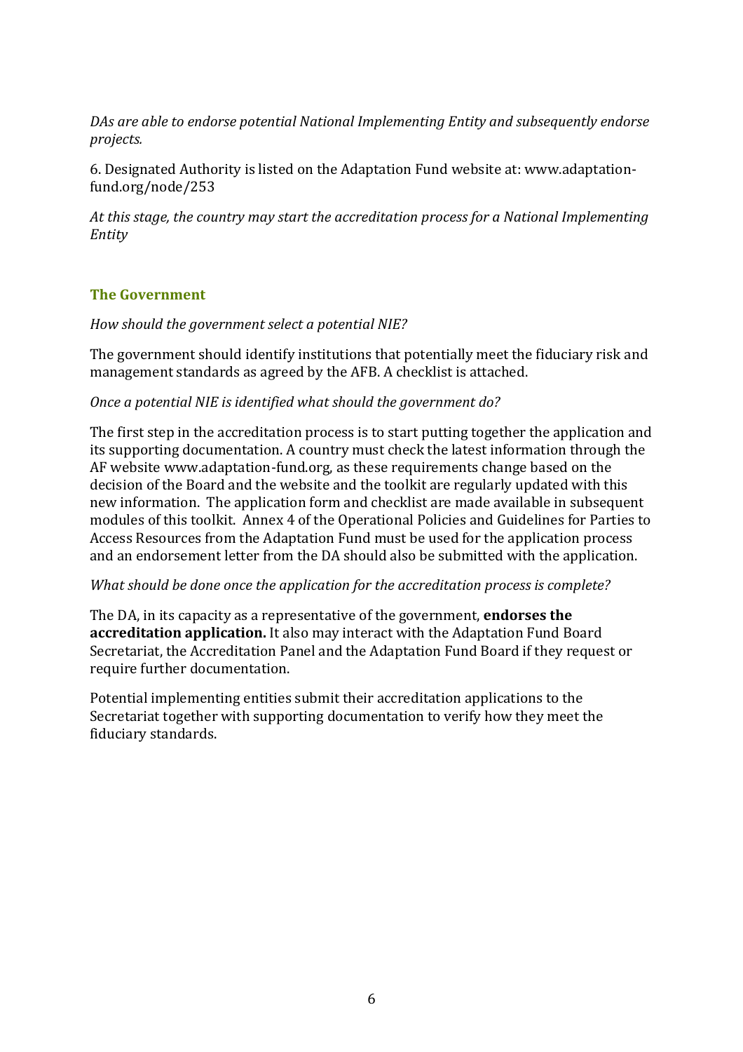*DAs are able to endorse potential National Implementing Entity and subsequently endorse projects.*

6. Designated Authority is listed on the Adaptation Fund website at: www.adaptation-fund.org/node/253

*At this stage, the country may start the accreditation process for a National Implementing Entity*

## The Government

*How should the government select a potential NIE?*

The government should identify institutions that potentially meet the fiduciary risk and management standards as agreed by the AFB. A checklist is attached.

*Once a potential NIE is identified what should the government do?*

The first step in the accreditation process is to start putting together the application and its supporting documentation. A country must check the latest information through the AF website www.adaptation-fund.org, as these requirements change based on the decision of the Board and the website and the toolkit are regularly updated with this new information. The application form and checklist are made available in subsequent modules of this toolkit. Annex 4 of the Operational Policies and Guidelines for Parties to Access Resources from the Adaptation Fund must be used for the application process and an endorsement letter from the DA should also be submitted with the application.

*What should be done once the application for the accreditation process is complete?*

The DA, in its capacity as a representative of the government, **endorses the accreditation application.** It also may interact with the Adaptation Fund Board Secretariat, the Accreditation Panel and the Adaptation Fund Board if they request or require further documentation.

Potential implementing entities submit their accreditation applications to the Secretariat together with supporting documentation to verify how they meet the fiduciary standards.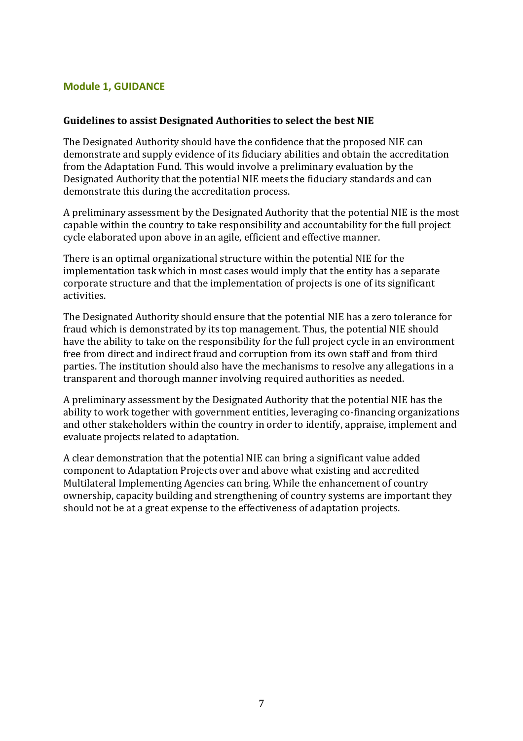## Module 1, GUIDANCE

### Guidelines to assist Designated Authorities to select the best NIE

The Designated Authority should have the confidence that the proposed NIE can demonstrate and supply evidence of its fiduciary abilities and obtain the accreditation from the Adaptation Fund. This would involve a preliminary evaluation by the Designated Authority that the potential NIE meets the fiduciary standards and can demonstrate this during the accreditation process.

A preliminary assessment by the Designated Authority that the potential NIE is the most capable within the country to take responsibility and accountability for the full project cycle elaborated upon above in an agile, efficient and effective manner.

There is an optimal organizational structure within the potential NIE for the implementation task which in most cases would imply that the entity has a separate corporate structure and that the implementation of projects is one of its significant activities.

The Designated Authority should ensure that the potential NIE has a zero tolerance for fraud which is demonstrated by its top management. Thus, the potential NIE should have the ability to take on the responsibility for the full project cycle in an environment free from direct and indirect fraud and corruption from its own staff and from third parties. The institution should also have the mechanisms to resolve any allegations in a transparent and thorough manner involving required authorities as needed.

A preliminary assessment by the Designated Authority that the potential NIE has the ability to work together with government entities, leveraging co-financing organizations and other stakeholders within the country in order to identify, appraise, implement and evaluate projects related to adaptation.

A clear demonstration that the potential NIE can bring a significant value added component to Adaptation Projects over and above what existing and accredited Multilateral Implementing Agencies can bring. While the enhancement of country ownership, capacity building and strengthening of country systems are important they should not be at a great expense to the effectiveness of adaptation projects.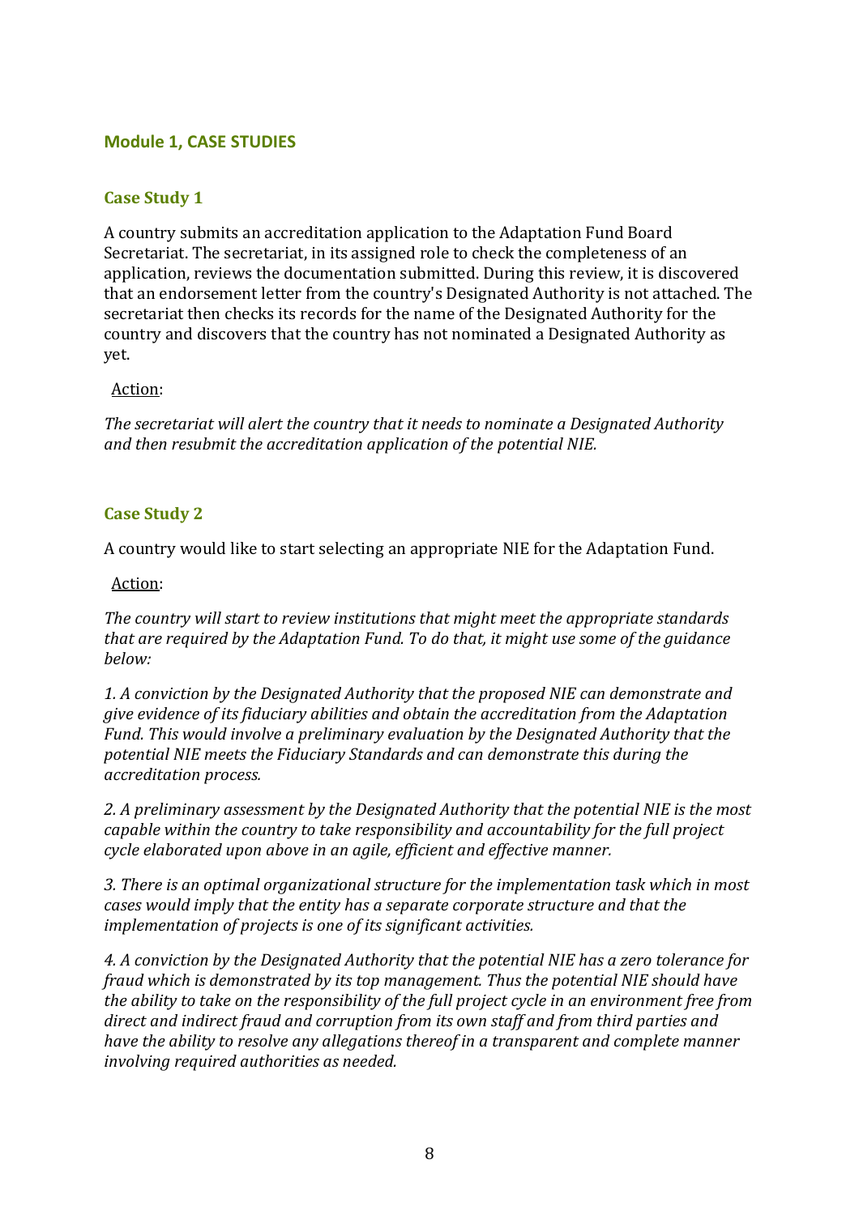## Module 1, CASE STUDIES

### Case Study 1

A country submits an accreditation application to the Adaptation Fund Board Secretariat. The secretariat, in its assigned role to check the completeness of an application, reviews the documentation submitted. During this review, it is discovered that an endorsement letter from the country's Designated Authority is not attached. The secretariat then checks its records for the name of the Designated Authority for the country and discovers that the country has not nominated a Designated Authority as yet.

Action:

*The secretariat will alert the country that it needs to nominate a Designated Authority and then resubmit the accreditation application of the potential NIE.*

### Case Study 2

A country would like to start selecting an appropriate NIE for the Adaptation Fund.

Action:

*The country will start to review institutions that might meet the appropriate standards that are required by the Adaptation Fund. To do that, it might use some of the guidance below:*

*1. A conviction by the Designated Authority that the proposed NIE can demonstrate and give evidence of its fiduciary abilities and obtain the accreditation from the Adaptation Fund. This would involve a preliminary evaluation by the Designated Authority that the potential NIE meets the Fiduciary Standards and can demonstrate this during the accreditation process.*

*2. A preliminary assessment by the Designated Authority that the potential NIE is the most capable within the country to take responsibility and accountability for the full project cycle elaborated upon above in an agile, efficient and effective manner.*

*3. There is an optimal organizational structure for the implementation task which in most cases would imply that the entity has a separate corporate structure and that the implementation of projects is one of its significant activities.*

*4. A conviction by the Designated Authority that the potential NIE has a zero tolerance for fraud which is demonstrated by its top management. Thus the potential NIE should have the ability to take on the responsibility of the full project cycle in an environment free from direct and indirect fraud and corruption from its own staff and from third parties and have the ability to resolve any allegations thereof in a transparent and complete manner involving required authorities as needed.*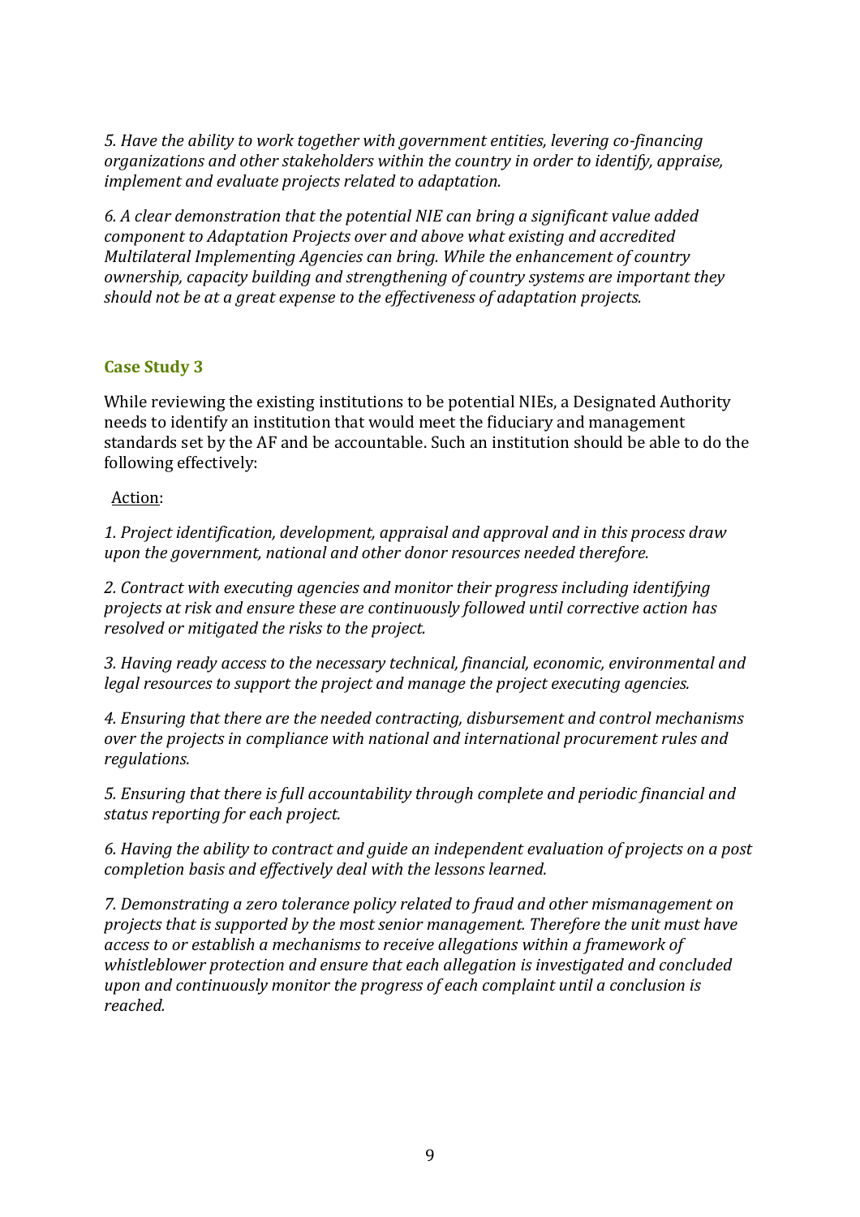*5. Have the ability to work together with government entities, levering co-financing organizations and other stakeholders within the country in order to identify, appraise, implement and evaluate projects related to adaptation.*

*6. A clear demonstration that the potential NIE can bring a significant value added component to Adaptation Projects over and above what existing and accredited Multilateral Implementing Agencies can bring. While the enhancement of country ownership, capacity building and strengthening of country systems are important they should not be at a great expense to the effectiveness of adaptation projects.*

### Case Study 3

While reviewing the existing institutions to be potential NIEs, a Designated Authority needs to identify an institution that would meet the fiduciary and management standards set by the AF and be accountable. Such an institution should be able to do the following effectively:

<u>Action</u>:

*1. Project identification, development, appraisal and approval and in this process draw upon the government, national and other donor resources needed therefore.*

*2. Contract with executing agencies and monitor their progress including identifying projects at risk and ensure these are continuously followed until corrective action has resolved or mitigated the risks to the project.*

*3. Having ready access to the necessary technical, financial, economic, environmental and legal resources to support the project and manage the project executing agencies.*

*4. Ensuring that there are the needed contracting, disbursement and control mechanisms over the projects in compliance with national and international procurement rules and regulations.*

*5. Ensuring that there is full accountability through complete and periodic financial and status reporting for each project.*

*6. Having the ability to contract and guide an independent evaluation of projects on a post completion basis and effectively deal with the lessons learned.*

*7. Demonstrating a zero tolerance policy related to fraud and other mismanagement on projects that is supported by the most senior management. Therefore the unit must have access to or establish a mechanisms to receive allegations within a framework of whistleblower protection and ensure that each allegation is investigated and concluded upon and continuously monitor the progress of each complaint until a conclusion is reached.*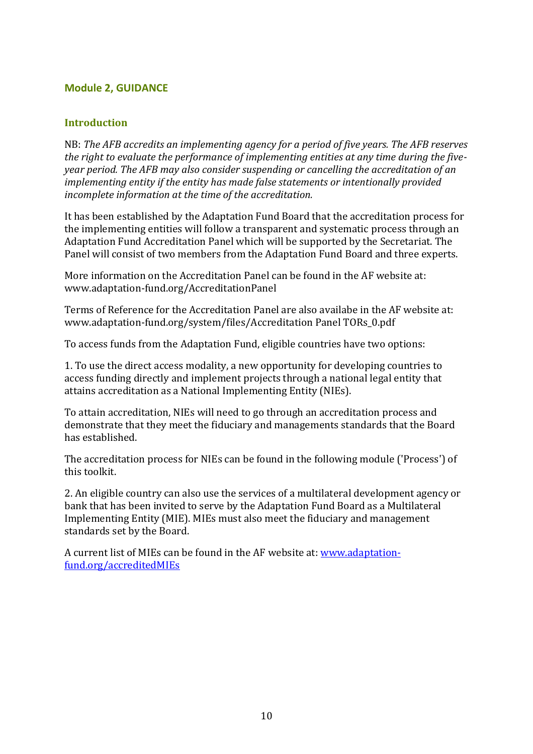## Module 2, GUIDANCE

### Introduction

NB: *The AFB accredits an implementing agency for a period of five years. The AFB reserves the right to evaluate the performance of implementing entities at any time during the five-year period. The AFB may also consider suspending or cancelling the accreditation of an implementing entity if the entity has made false statements or intentionally provided incomplete information at the time of the accreditation.*

It has been established by the Adaptation Fund Board that the accreditation process for the implementing entities will follow a transparent and systematic process through an Adaptation Fund Accreditation Panel which will be supported by the Secretariat. The Panel will consist of two members from the Adaptation Fund Board and three experts.

More information on the Accreditation Panel can be found in the AF website at: www.adaptation-fund.org/AccreditationPanel

Terms of Reference for the Accreditation Panel are also availabe in the AF website at: www.adaptation-fund.org/system/files/Accreditation Panel TORs_0.pdf

To access funds from the Adaptation Fund, eligible countries have two options:

1. To use the direct access modality, a new opportunity for developing countries to access funding directly and implement projects through a national legal entity that attains accreditation as a National Implementing Entity (NIEs).

To attain accreditation, NIEs will need to go through an accreditation process and demonstrate that they meet the fiduciary and managements standards that the Board has established.

The accreditation process for NIEs can be found in the following module ('Process') of this toolkit.

2. An eligible country can also use the services of a multilateral development agency or bank that has been invited to serve by the Adaptation Fund Board as a Multilateral Implementing Entity (MIE). MIEs must also meet the fiduciary and management standards set by the Board.

A current list of MIEs can be found in the AF website at: [www.adaptation-fund.org/accreditedMIEs](www.adaptation-fund.org/accreditedMIEs)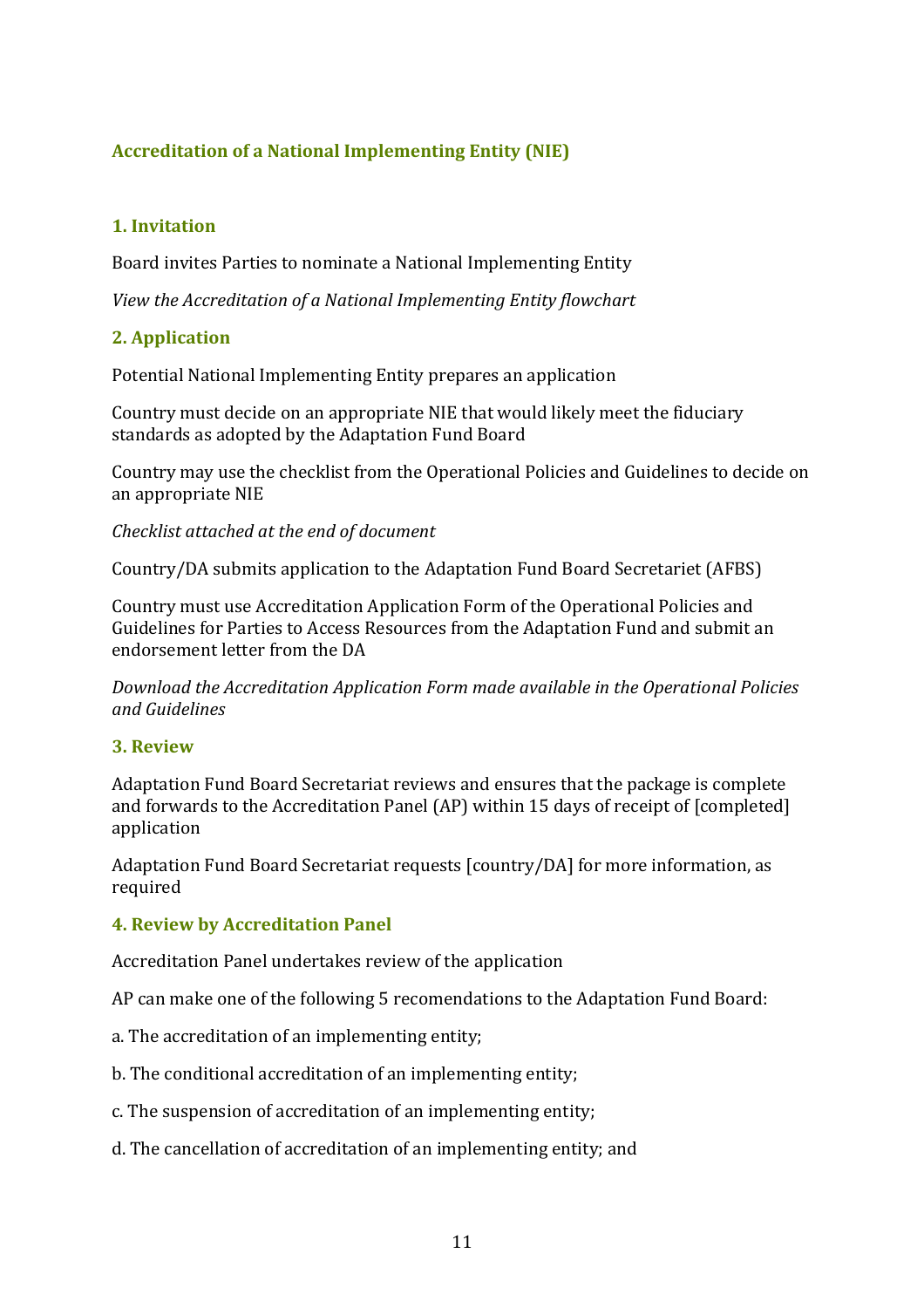## Accreditation of a National Implementing Entity (NIE)

### 1. Invitation

Board invites Parties to nominate a National Implementing Entity

*View the Accreditation of a National Implementing Entity flowchart*

### 2. Application

Potential National Implementing Entity prepares an application

Country must decide on an appropriate NIE that would likely meet the fiduciary standards as adopted by the Adaptation Fund Board

Country may use the checklist from the Operational Policies and Guidelines to decide on an appropriate NIE

*Checklist attached at the end of document*

Country/DA submits application to the Adaptation Fund Board Secretariet (AFBS)

Country must use Accreditation Application Form of the Operational Policies and Guidelines for Parties to Access Resources from the Adaptation Fund and submit an endorsement letter from the DA

*Download the Accreditation Application Form made available in the Operational Policies and Guidelines*

### 3. Review

Adaptation Fund Board Secretariat reviews and ensures that the package is complete and forwards to the Accreditation Panel (AP) within 15 days of receipt of [completed] application

Adaptation Fund Board Secretariat requests [country/DA] for more information, as required

### 4. Review by Accreditation Panel

Accreditation Panel undertakes review of the application

AP can make one of the following 5 recomendations to the Adaptation Fund Board:

a. The accreditation of an implementing entity;

b. The conditional accreditation of an implementing entity;

c. The suspension of accreditation of an implementing entity;

d. The cancellation of accreditation of an implementing entity; and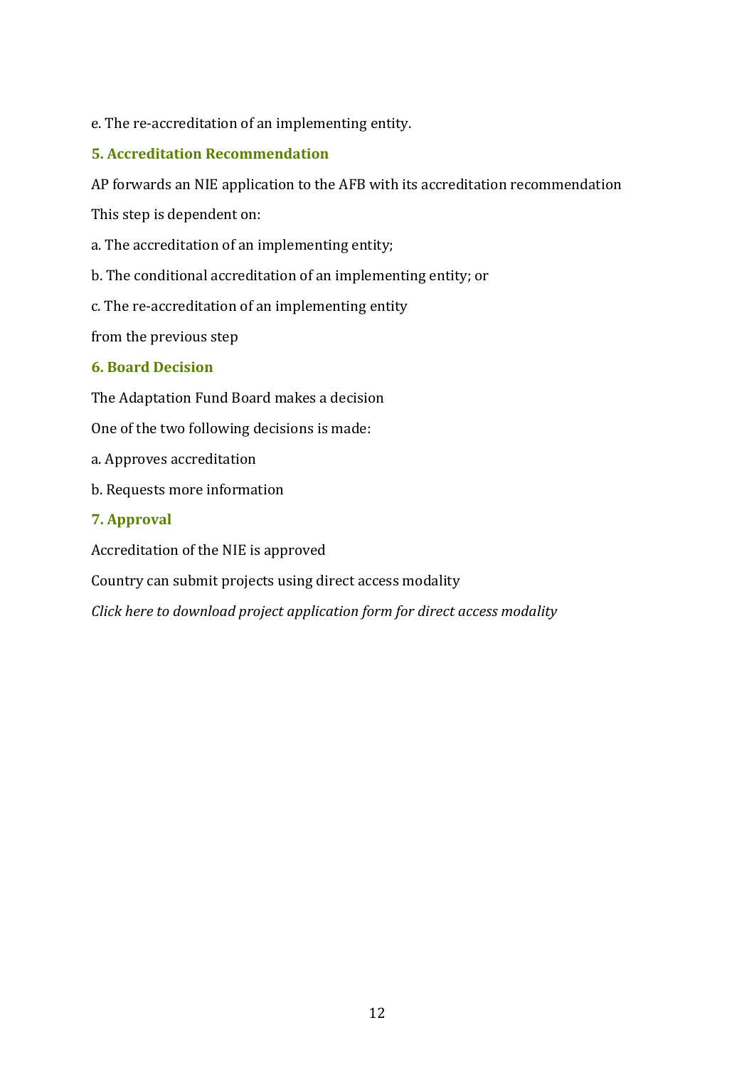e. The re-accreditation of an implementing entity.

### 5. Accreditation Recommendation

AP forwards an NIE application to the AFB with its accreditation recommendation

This step is dependent on:

a. The accreditation of an implementing entity;

b. The conditional accreditation of an implementing entity; or

c. The re-accreditation of an implementing entity

from the previous step

### 6. Board Decision

The Adaptation Fund Board makes a decision

One of the two following decisions is made:

a. Approves accreditation

b. Requests more information

### 7. Approval

Accreditation of the NIE is approved

Country can submit projects using direct access modality

*Click here to download project application form for direct access modality*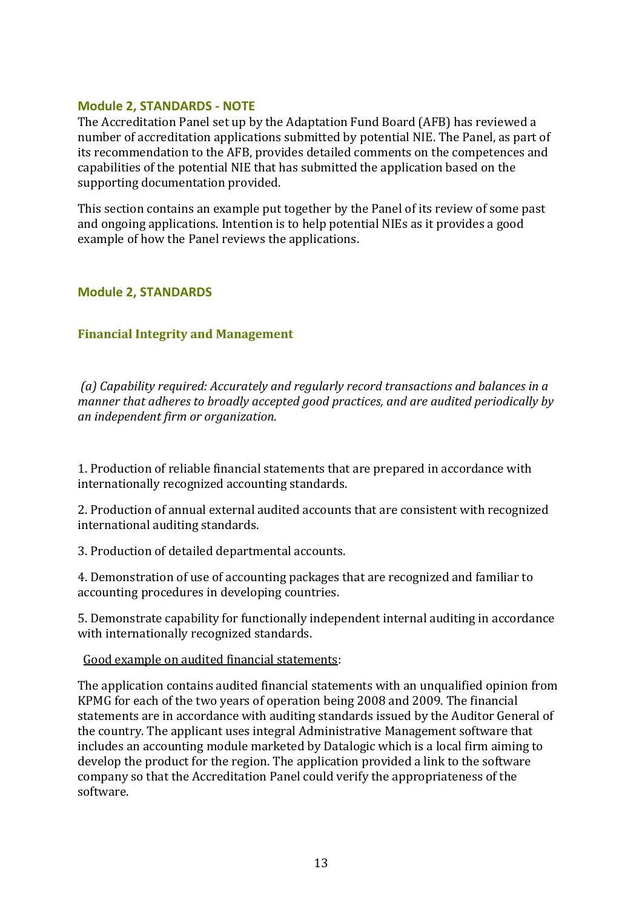## Module 2, STANDARDS - NOTE

The Accreditation Panel set up by the Adaptation Fund Board (AFB) has reviewed a number of accreditation applications submitted by potential NIE. The Panel, as part of its recommendation to the AFB, provides detailed comments on the competences and capabilities of the potential NIE that has submitted the application based on the supporting documentation provided.

This section contains an example put together by the Panel of its review of some past and ongoing applications. Intention is to help potential NIEs as it provides a good example of how the Panel reviews the applications.

## Module 2, STANDARDS

### Financial Integrity and Management

*(a) Capability required: Accurately and regularly record transactions and balances in a manner that adheres to broadly accepted good practices, and are audited periodically by an independent firm or organization.*

1. Production of reliable financial statements that are prepared in accordance with internationally recognized accounting standards.

2. Production of annual external audited accounts that are consistent with recognized international auditing standards.

3. Production of detailed departmental accounts.

4. Demonstration of use of accounting packages that are recognized and familiar to accounting procedures in developing countries.

5. Demonstrate capability for functionally independent internal auditing in accordance with internationally recognized standards.

<u>Good example on audited financial statements</u>:

The application contains audited financial statements with an unqualified opinion from KPMG for each of the two years of operation being 2008 and 2009. The financial statements are in accordance with auditing standards issued by the Auditor General of the country. The applicant uses integral Administrative Management software that includes an accounting module marketed by Datalogic which is a local firm aiming to develop the product for the region. The application provided a link to the software company so that the Accreditation Panel could verify the appropriateness of the software.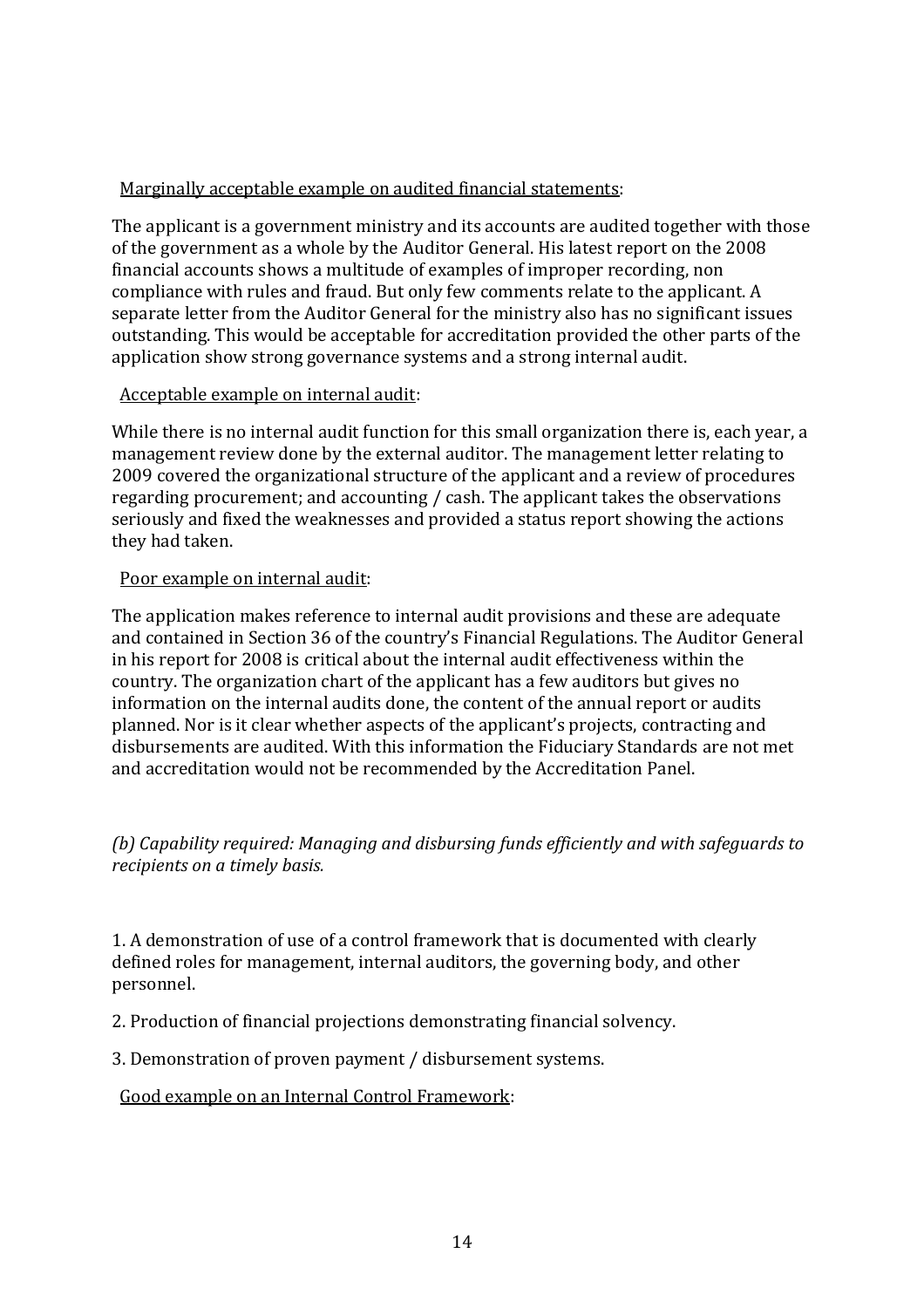Marginally acceptable example on audited financial statements:

The applicant is a government ministry and its accounts are audited together with those of the government as a whole by the Auditor General. His latest report on the 2008 financial accounts shows a multitude of examples of improper recording, non compliance with rules and fraud. But only few comments relate to the applicant. A separate letter from the Auditor General for the ministry also has no significant issues outstanding. This would be acceptable for accreditation provided the other parts of the application show strong governance systems and a strong internal audit.

Acceptable example on internal audit:

While there is no internal audit function for this small organization there is, each year, a management review done by the external auditor. The management letter relating to 2009 covered the organizational structure of the applicant and a review of procedures regarding procurement; and accounting / cash. The applicant takes the observations seriously and fixed the weaknesses and provided a status report showing the actions they had taken.

Poor example on internal audit:

The application makes reference to internal audit provisions and these are adequate and contained in Section 36 of the country's Financial Regulations. The Auditor General in his report for 2008 is critical about the internal audit effectiveness within the country. The organization chart of the applicant has a few auditors but gives no information on the internal audits done, the content of the annual report or audits planned. Nor is it clear whether aspects of the applicant's projects, contracting and disbursements are audited. With this information the Fiduciary Standards are not met and accreditation would not be recommended by the Accreditation Panel.

*(b) Capability required: Managing and disbursing funds efficiently and with safeguards to recipients on a timely basis.*

1. A demonstration of use of a control framework that is documented with clearly defined roles for management, internal auditors, the governing body, and other personnel.

2. Production of financial projections demonstrating financial solvency.

3. Demonstration of proven payment / disbursement systems.

Good example on an Internal Control Framework: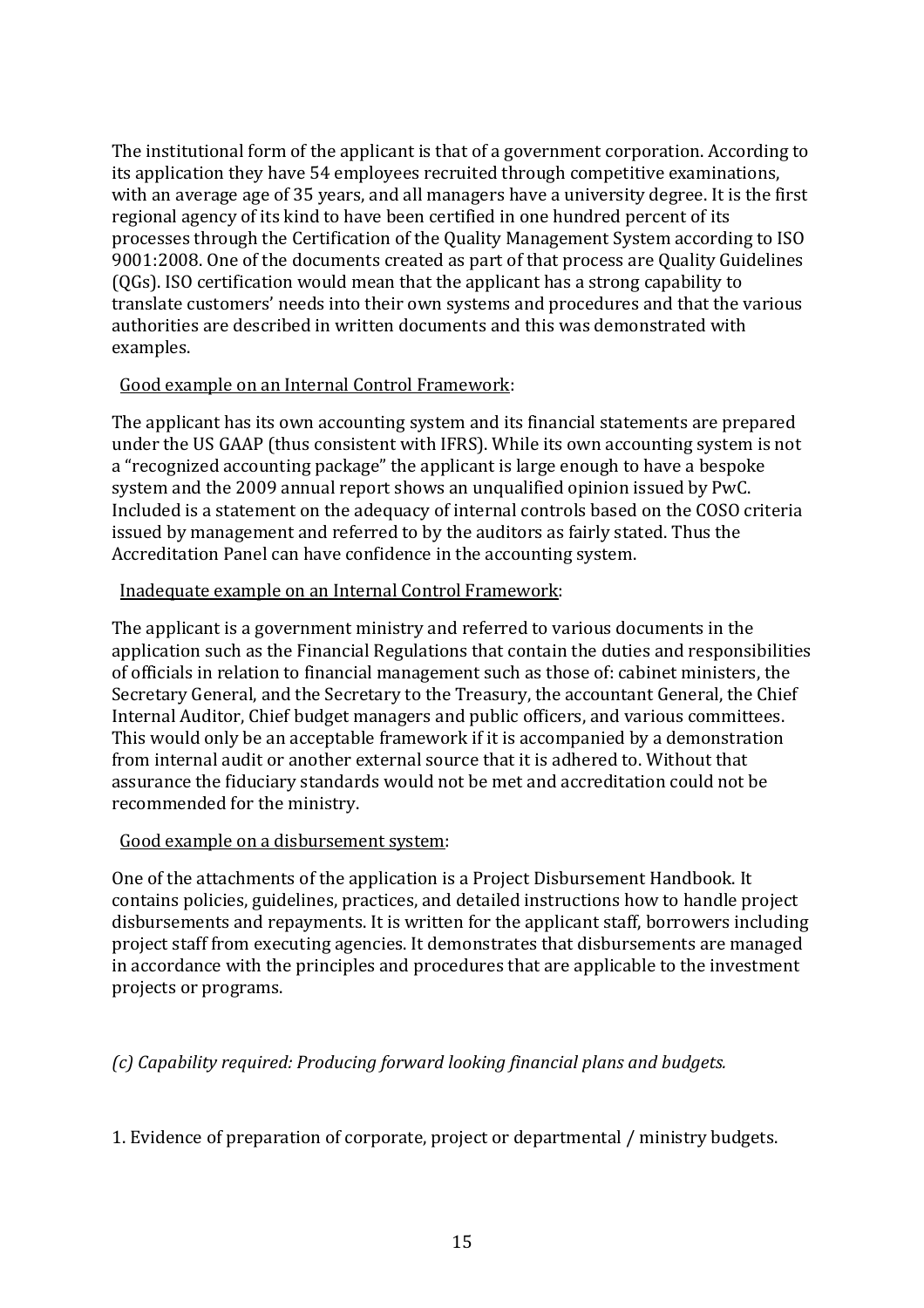The institutional form of the applicant is that of a government corporation. According to its application they have 54 employees recruited through competitive examinations, with an average age of 35 years, and all managers have a university degree. It is the first regional agency of its kind to have been certified in one hundred percent of its processes through the Certification of the Quality Management System according to ISO 9001:2008. One of the documents created as part of that process are Quality Guidelines (QGs). ISO certification would mean that the applicant has a strong capability to translate customers' needs into their own systems and procedures and that the various authorities are described in written documents and this was demonstrated with examples.

<u>Good example on an Internal Control Framework</u>:

The applicant has its own accounting system and its financial statements are prepared under the US GAAP (thus consistent with IFRS). While its own accounting system is not a "recognized accounting package" the applicant is large enough to have a bespoke system and the 2009 annual report shows an unqualified opinion issued by PwC. Included is a statement on the adequacy of internal controls based on the COSO criteria issued by management and referred to by the auditors as fairly stated. Thus the Accreditation Panel can have confidence in the accounting system.

<u>Inadequate example on an Internal Control Framework</u>:

The applicant is a government ministry and referred to various documents in the application such as the Financial Regulations that contain the duties and responsibilities of officials in relation to financial management such as those of: cabinet ministers, the Secretary General, and the Secretary to the Treasury, the accountant General, the Chief Internal Auditor, Chief budget managers and public officers, and various committees. This would only be an acceptable framework if it is accompanied by a demonstration from internal audit or another external source that it is adhered to. Without that assurance the fiduciary standards would not be met and accreditation could not be recommended for the ministry.

<u>Good example on a disbursement system</u>:

One of the attachments of the application is a Project Disbursement Handbook. It contains policies, guidelines, practices, and detailed instructions how to handle project disbursements and repayments. It is written for the applicant staff, borrowers including project staff from executing agencies. It demonstrates that disbursements are managed in accordance with the principles and procedures that are applicable to the investment projects or programs.

*(c) Capability required: Producing forward looking financial plans and budgets.*

1. Evidence of preparation of corporate, project or departmental / ministry budgets.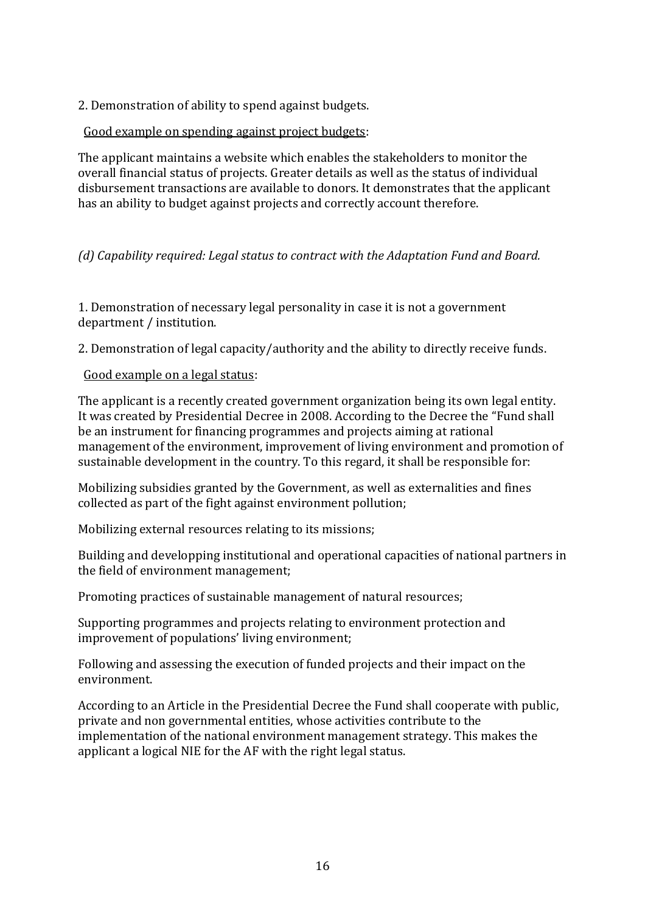2. Demonstration of ability to spend against budgets.

<u>Good example on spending against project budgets</u>:

The applicant maintains a website which enables the stakeholders to monitor the overall financial status of projects. Greater details as well as the status of individual disbursement transactions are available to donors. It demonstrates that the applicant has an ability to budget against projects and correctly account therefore.

*(d) Capability required: Legal status to contract with the Adaptation Fund and Board.*

1. Demonstration of necessary legal personality in case it is not a government department / institution.

2. Demonstration of legal capacity/authority and the ability to directly receive funds.

<u>Good example on a legal status</u>:

The applicant is a recently created government organization being its own legal entity. It was created by Presidential Decree in 2008. According to the Decree the "Fund shall be an instrument for financing programmes and projects aiming at rational management of the environment, improvement of living environment and promotion of sustainable development in the country. To this regard, it shall be responsible for:

Mobilizing subsidies granted by the Government, as well as externalities and fines collected as part of the fight against environment pollution;

Mobilizing external resources relating to its missions;

Building and developping institutional and operational capacities of national partners in the field of environment management;

Promoting practices of sustainable management of natural resources;

Supporting programmes and projects relating to environment protection and improvement of populations' living environment;

Following and assessing the execution of funded projects and their impact on the environment.

According to an Article in the Presidential Decree the Fund shall cooperate with public, private and non governmental entities, whose activities contribute to the implementation of the national environment management strategy. This makes the applicant a logical NIE for the AF with the right legal status.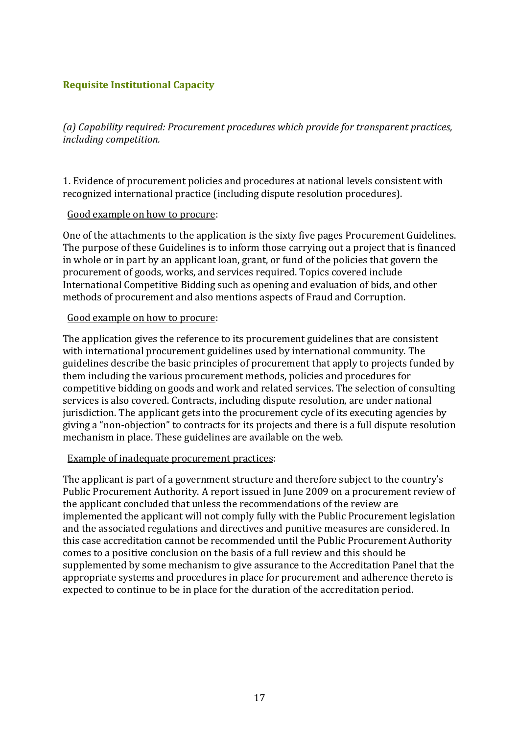## Requisite Institutional Capacity

*(a) Capability required: Procurement procedures which provide for transparent practices, including competition.*

1. Evidence of procurement policies and procedures at national levels consistent with recognized international practice (including dispute resolution procedures).

<u>Good example on how to procure</u>:

One of the attachments to the application is the sixty five pages Procurement Guidelines. The purpose of these Guidelines is to inform those carrying out a project that is financed in whole or in part by an applicant loan, grant, or fund of the policies that govern the procurement of goods, works, and services required. Topics covered include International Competitive Bidding such as opening and evaluation of bids, and other methods of procurement and also mentions aspects of Fraud and Corruption.

<u>Good example on how to procure</u>:

The application gives the reference to its procurement guidelines that are consistent with international procurement guidelines used by international community. The guidelines describe the basic principles of procurement that apply to projects funded by them including the various procurement methods, policies and procedures for competitive bidding on goods and work and related services. The selection of consulting services is also covered. Contracts, including dispute resolution, are under national jurisdiction. The applicant gets into the procurement cycle of its executing agencies by giving a "non-objection" to contracts for its projects and there is a full dispute resolution mechanism in place. These guidelines are available on the web.

<u>Example of inadequate procurement practices</u>:

The applicant is part of a government structure and therefore subject to the country's Public Procurement Authority. A report issued in June 2009 on a procurement review of the applicant concluded that unless the recommendations of the review are implemented the applicant will not comply fully with the Public Procurement legislation and the associated regulations and directives and punitive measures are considered. In this case accreditation cannot be recommended until the Public Procurement Authority comes to a positive conclusion on the basis of a full review and this should be supplemented by some mechanism to give assurance to the Accreditation Panel that the appropriate systems and procedures in place for procurement and adherence thereto is expected to continue to be in place for the duration of the accreditation period.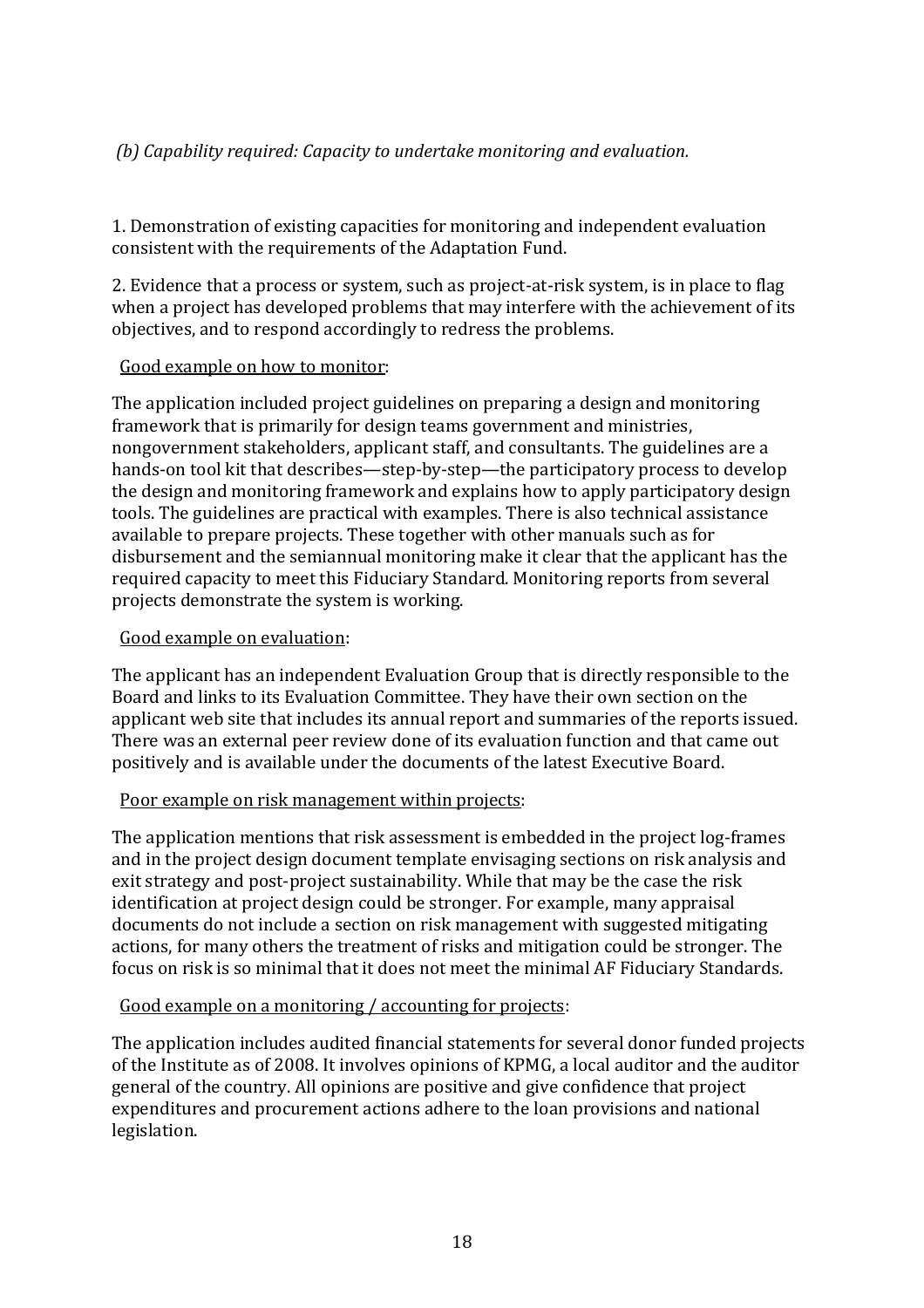*(b) Capability required: Capacity to undertake monitoring and evaluation.*

1. Demonstration of existing capacities for monitoring and independent evaluation consistent with the requirements of the Adaptation Fund.

2. Evidence that a process or system, such as project-at-risk system, is in place to flag when a project has developed problems that may interfere with the achievement of its objectives, and to respond accordingly to redress the problems.

<u>Good example on how to monitor</u>:

The application included project guidelines on preparing a design and monitoring framework that is primarily for design teams government and ministries, nongovernment stakeholders, applicant staff, and consultants. The guidelines are a hands-on tool kit that describes—step-by-step—the participatory process to develop the design and monitoring framework and explains how to apply participatory design tools. The guidelines are practical with examples. There is also technical assistance available to prepare projects. These together with other manuals such as for disbursement and the semiannual monitoring make it clear that the applicant has the required capacity to meet this Fiduciary Standard. Monitoring reports from several projects demonstrate the system is working.

<u>Good example on evaluation</u>:

The applicant has an independent Evaluation Group that is directly responsible to the Board and links to its Evaluation Committee. They have their own section on the applicant web site that includes its annual report and summaries of the reports issued. There was an external peer review done of its evaluation function and that came out positively and is available under the documents of the latest Executive Board.

<u>Poor example on risk management within projects</u>:

The application mentions that risk assessment is embedded in the project log-frames and in the project design document template envisaging sections on risk analysis and exit strategy and post-project sustainability. While that may be the case the risk identification at project design could be stronger. For example, many appraisal documents do not include a section on risk management with suggested mitigating actions, for many others the treatment of risks and mitigation could be stronger. The focus on risk is so minimal that it does not meet the minimal AF Fiduciary Standards.

<u>Good example on a monitoring / accounting for projects</u>:

The application includes audited financial statements for several donor funded projects of the Institute as of 2008. It involves opinions of KPMG, a local auditor and the auditor general of the country. All opinions are positive and give confidence that project expenditures and procurement actions adhere to the loan provisions and national legislation.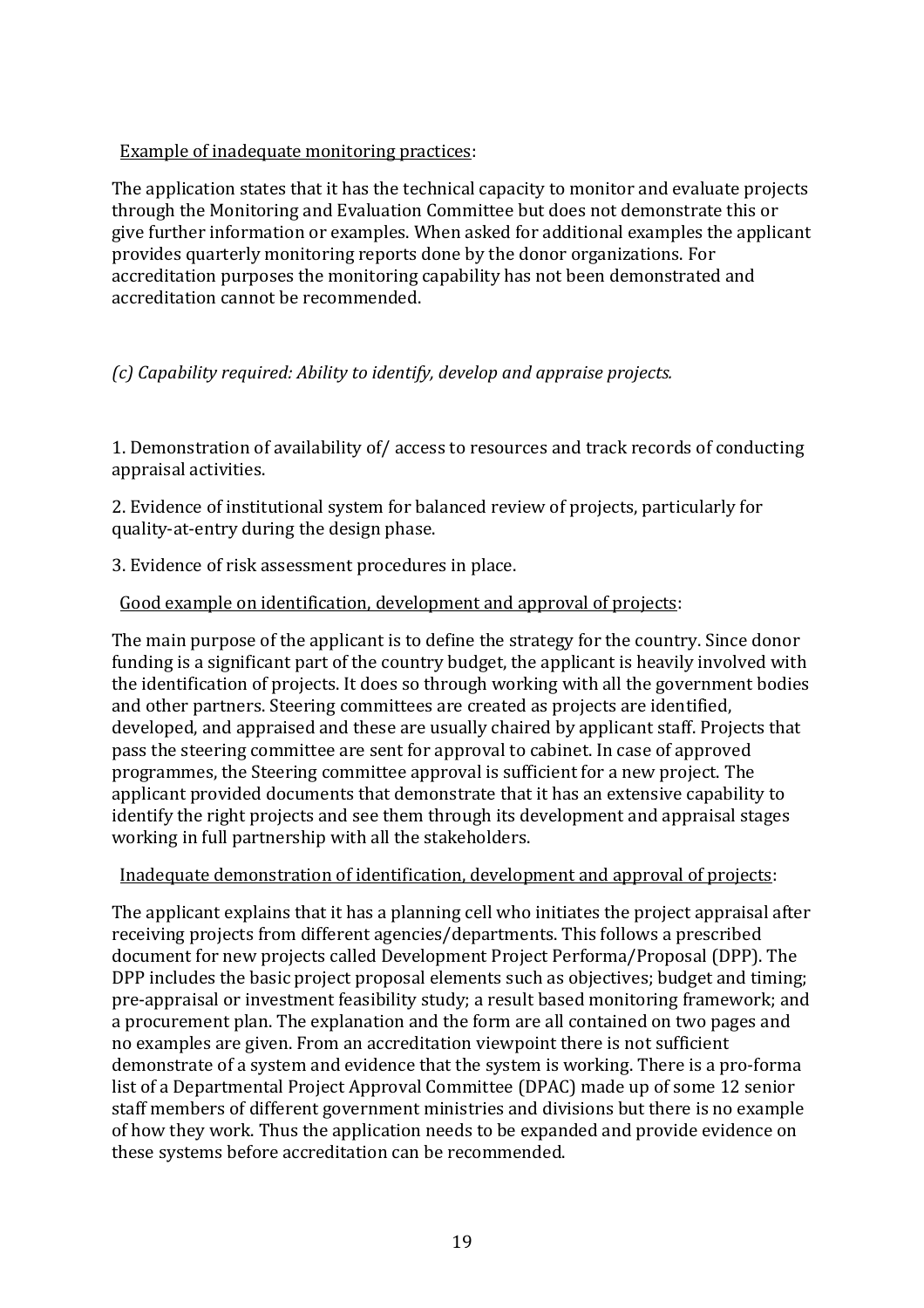Example of inadequate monitoring practices:

The application states that it has the technical capacity to monitor and evaluate projects through the Monitoring and Evaluation Committee but does not demonstrate this or give further information or examples. When asked for additional examples the applicant provides quarterly monitoring reports done by the donor organizations. For accreditation purposes the monitoring capability has not been demonstrated and accreditation cannot be recommended.

*(c) Capability required: Ability to identify, develop and appraise projects.*

1. Demonstration of availability of/ access to resources and track records of conducting appraisal activities.

2. Evidence of institutional system for balanced review of projects, particularly for quality-at-entry during the design phase.

3. Evidence of risk assessment procedures in place.

Good example on identification, development and approval of projects:

The main purpose of the applicant is to define the strategy for the country. Since donor funding is a significant part of the country budget, the applicant is heavily involved with the identification of projects. It does so through working with all the government bodies and other partners. Steering committees are created as projects are identified, developed, and appraised and these are usually chaired by applicant staff. Projects that pass the steering committee are sent for approval to cabinet. In case of approved programmes, the Steering committee approval is sufficient for a new project. The applicant provided documents that demonstrate that it has an extensive capability to identify the right projects and see them through its development and appraisal stages working in full partnership with all the stakeholders.

Inadequate demonstration of identification, development and approval of projects:

The applicant explains that it has a planning cell who initiates the project appraisal after receiving projects from different agencies/departments. This follows a prescribed document for new projects called Development Project Performa/Proposal (DPP). The DPP includes the basic project proposal elements such as objectives; budget and timing; pre-appraisal or investment feasibility study; a result based monitoring framework; and a procurement plan. The explanation and the form are all contained on two pages and no examples are given. From an accreditation viewpoint there is not sufficient demonstrate of a system and evidence that the system is working. There is a pro-forma list of a Departmental Project Approval Committee (DPAC) made up of some 12 senior staff members of different government ministries and divisions but there is no example of how they work. Thus the application needs to be expanded and provide evidence on these systems before accreditation can be recommended.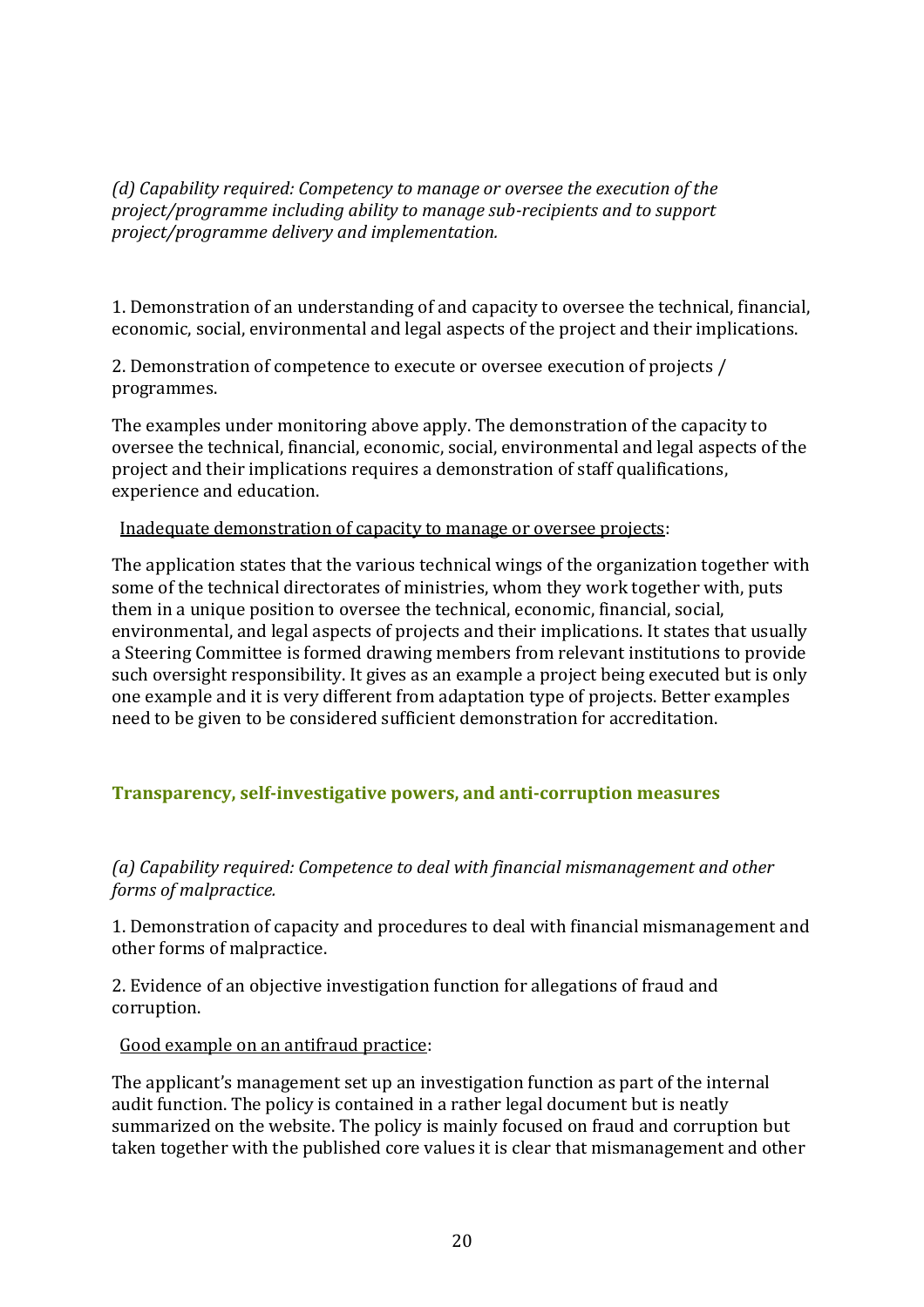*(d) Capability required: Competency to manage or oversee the execution of the project/programme including ability to manage sub-recipients and to support project/programme delivery and implementation.*

1. Demonstration of an understanding of and capacity to oversee the technical, financial, economic, social, environmental and legal aspects of the project and their implications.

2. Demonstration of competence to execute or oversee execution of projects / programmes.

The examples under monitoring above apply. The demonstration of the capacity to oversee the technical, financial, economic, social, environmental and legal aspects of the project and their implications requires a demonstration of staff qualifications, experience and education.

<u>Inadequate demonstration of capacity to manage or oversee projects</u>:

The application states that the various technical wings of the organization together with some of the technical directorates of ministries, whom they work together with, puts them in a unique position to oversee the technical, economic, financial, social, environmental, and legal aspects of projects and their implications. It states that usually a Steering Committee is formed drawing members from relevant institutions to provide such oversight responsibility. It gives as an example a project being executed but is only one example and it is very different from adaptation type of projects. Better examples need to be given to be considered sufficient demonstration for accreditation.

## Transparency, self-investigative powers, and anti-corruption measures

*(a) Capability required: Competence to deal with financial mismanagement and other forms of malpractice.*

1. Demonstration of capacity and procedures to deal with financial mismanagement and other forms of malpractice.

2. Evidence of an objective investigation function for allegations of fraud and corruption.

<u>Good example on an antifraud practice</u>:

The applicant's management set up an investigation function as part of the internal audit function. The policy is contained in a rather legal document but is neatly summarized on the website. The policy is mainly focused on fraud and corruption but taken together with the published core values it is clear that mismanagement and other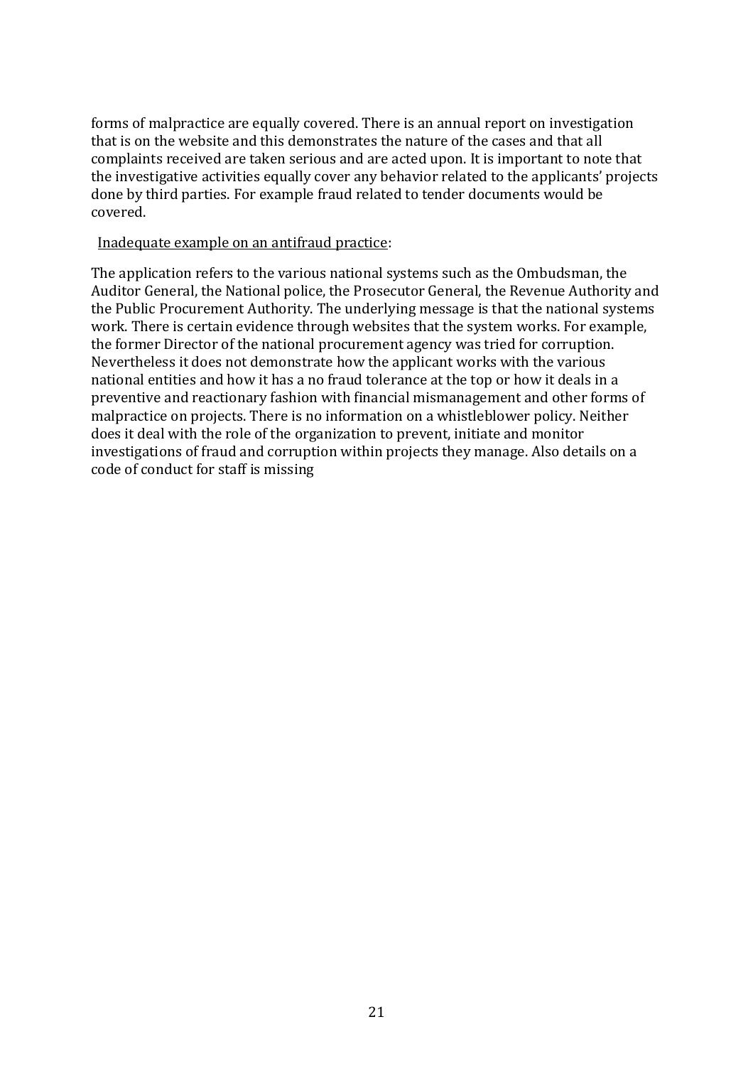forms of malpractice are equally covered. There is an annual report on investigation that is on the website and this demonstrates the nature of the cases and that all complaints received are taken serious and are acted upon. It is important to note that the investigative activities equally cover any behavior related to the applicants' projects done by third parties. For example fraud related to tender documents would be covered.

<u>Inadequate example on an antifraud practice</u>:

The application refers to the various national systems such as the Ombudsman, the Auditor General, the National police, the Prosecutor General, the Revenue Authority and the Public Procurement Authority. The underlying message is that the national systems work. There is certain evidence through websites that the system works. For example, the former Director of the national procurement agency was tried for corruption. Nevertheless it does not demonstrate how the applicant works with the various national entities and how it has a no fraud tolerance at the top or how it deals in a preventive and reactionary fashion with financial mismanagement and other forms of malpractice on projects. There is no information on a whistleblower policy. Neither does it deal with the role of the organization to prevent, initiate and monitor investigations of fraud and corruption within projects they manage. Also details on a code of conduct for staff is missing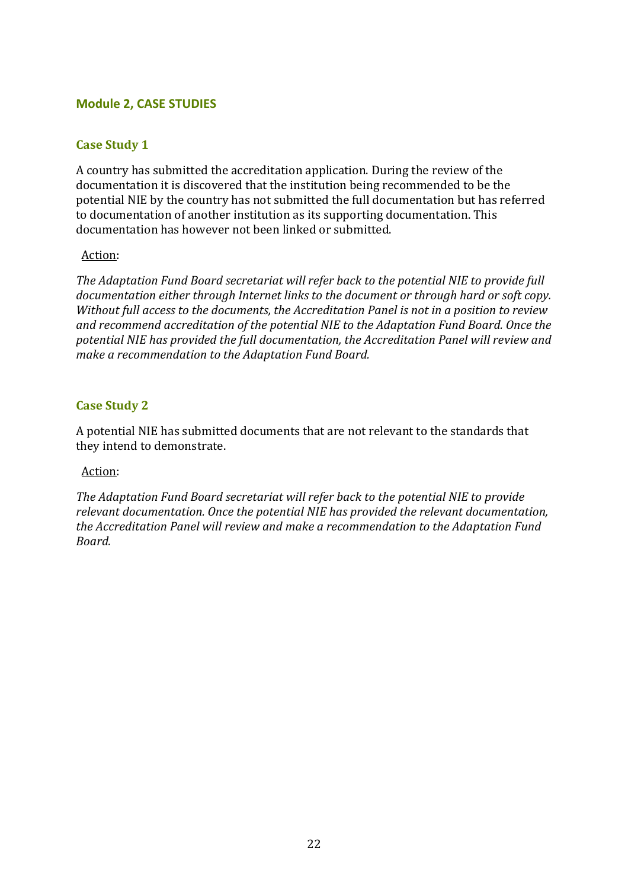## Module 2, CASE STUDIES

### Case Study 1

A country has submitted the accreditation application. During the review of the documentation it is discovered that the institution being recommended to be the potential NIE by the country has not submitted the full documentation but has referred to documentation of another institution as its supporting documentation. This documentation has however not been linked or submitted.

Action:

*The Adaptation Fund Board secretariat will refer back to the potential NIE to provide full documentation either through Internet links to the document or through hard or soft copy. Without full access to the documents, the Accreditation Panel is not in a position to review and recommend accreditation of the potential NIE to the Adaptation Fund Board. Once the potential NIE has provided the full documentation, the Accreditation Panel will review and make a recommendation to the Adaptation Fund Board.*

### Case Study 2

A potential NIE has submitted documents that are not relevant to the standards that they intend to demonstrate.

Action:

*The Adaptation Fund Board secretariat will refer back to the potential NIE to provide relevant documentation. Once the potential NIE has provided the relevant documentation, the Accreditation Panel will review and make a recommendation to the Adaptation Fund Board.*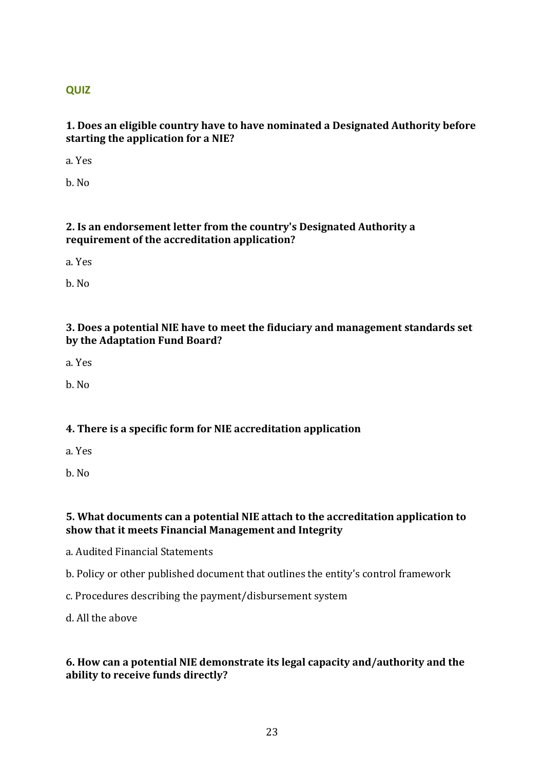## QUIZ

**1. Does an eligible country have to have nominated a Designated Authority before starting the application for a NIE?**

a. Yes

b. No

**2. Is an endorsement letter from the country's Designated Authority a requirement of the accreditation application?**

a. Yes

b. No

**3. Does a potential NIE have to meet the fiduciary and management standards set by the Adaptation Fund Board?**

a. Yes

b. No

**4. There is a specific form for NIE accreditation application**

a. Yes

b. No

**5. What documents can a potential NIE attach to the accreditation application to show that it meets Financial Management and Integrity**

a. Audited Financial Statements

b. Policy or other published document that outlines the entity's control framework

c. Procedures describing the payment/disbursement system

d. All the above

**6. How can a potential NIE demonstrate its legal capacity and/authority and the ability to receive funds directly?**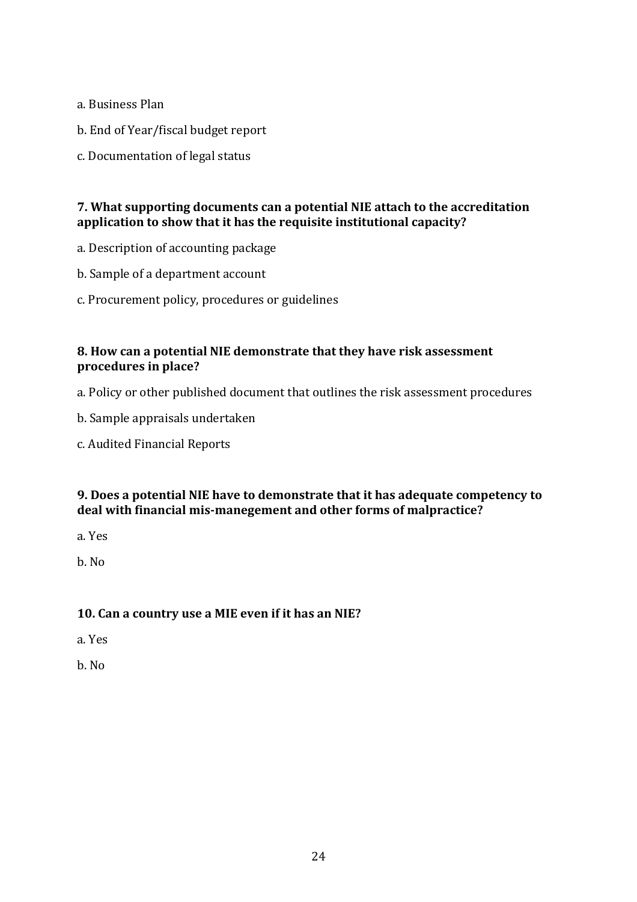a. Business Plan

b. End of Year/fiscal budget report

c. Documentation of legal status

**7. What supporting documents can a potential NIE attach to the accreditation application to show that it has the requisite institutional capacity?**

a. Description of accounting package

b. Sample of a department account

c. Procurement policy, procedures or guidelines

**8. How can a potential NIE demonstrate that they have risk assessment procedures in place?**

a. Policy or other published document that outlines the risk assessment procedures

b. Sample appraisals undertaken

c. Audited Financial Reports

**9. Does a potential NIE have to demonstrate that it has adequate competency to deal with financial mis-manegement and other forms of malpractice?**

a. Yes

b. No

**10. Can a country use a MIE even if it has an NIE?**

a. Yes

b. No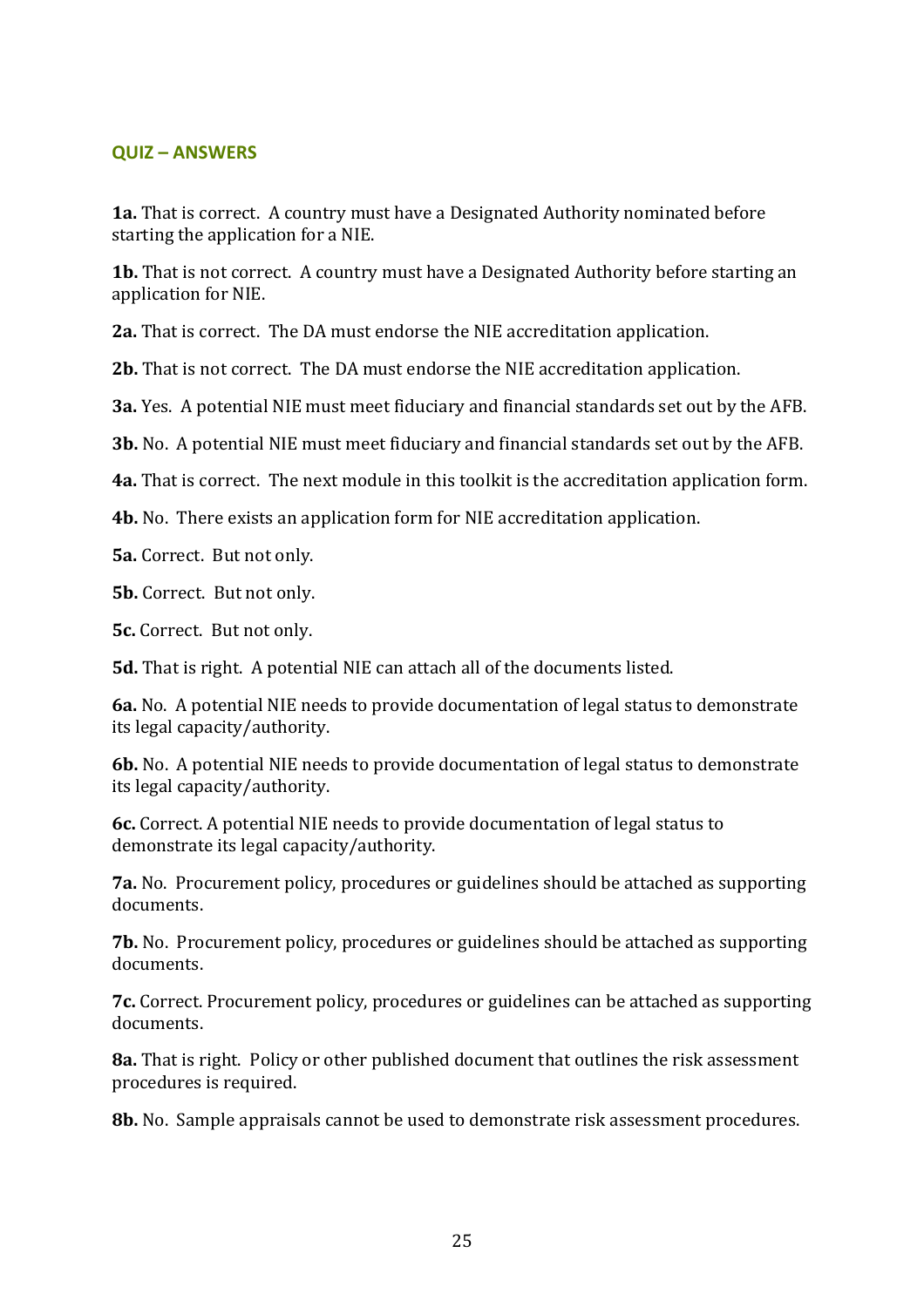## QUIZ – ANSWERS

**1a.** That is correct. A country must have a Designated Authority nominated before starting the application for a NIE.

**1b.** That is not correct. A country must have a Designated Authority before starting an application for NIE.

**2a.** That is correct. The DA must endorse the NIE accreditation application.

**2b.** That is not correct. The DA must endorse the NIE accreditation application.

**3a.** Yes. A potential NIE must meet fiduciary and financial standards set out by the AFB.

**3b.** No. A potential NIE must meet fiduciary and financial standards set out by the AFB.

**4a.** That is correct. The next module in this toolkit is the accreditation application form.

**4b.** No. There exists an application form for NIE accreditation application.

**5a.** Correct. But not only.

**5b.** Correct. But not only.

**5c.** Correct. But not only.

**5d.** That is right. A potential NIE can attach all of the documents listed.

**6a.** No. A potential NIE needs to provide documentation of legal status to demonstrate its legal capacity/authority.

**6b.** No. A potential NIE needs to provide documentation of legal status to demonstrate its legal capacity/authority.

**6c.** Correct. A potential NIE needs to provide documentation of legal status to demonstrate its legal capacity/authority.

**7a.** No. Procurement policy, procedures or guidelines should be attached as supporting documents.

**7b.** No. Procurement policy, procedures or guidelines should be attached as supporting documents.

**7c.** Correct. Procurement policy, procedures or guidelines can be attached as supporting documents.

**8a.** That is right. Policy or other published document that outlines the risk assessment procedures is required.

**8b.** No. Sample appraisals cannot be used to demonstrate risk assessment procedures.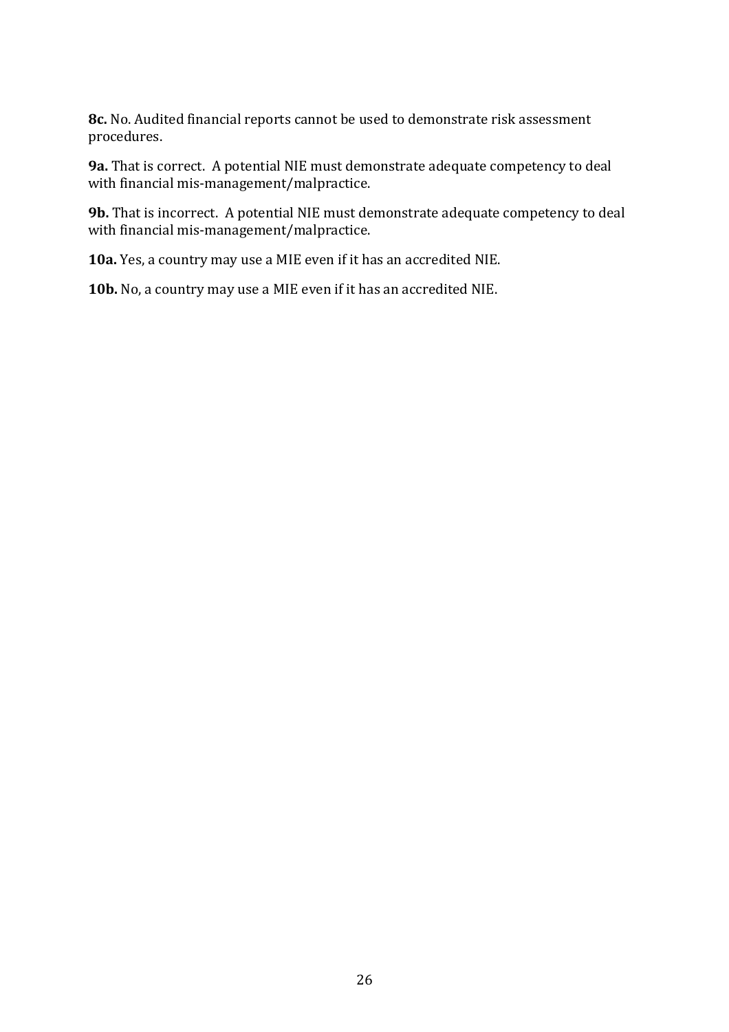**8c.** No. Audited financial reports cannot be used to demonstrate risk assessment procedures.

**9a.** That is correct. A potential NIE must demonstrate adequate competency to deal with financial mis-management/malpractice.

**9b.** That is incorrect. A potential NIE must demonstrate adequate competency to deal with financial mis-management/malpractice.

**10a.** Yes, a country may use a MIE even if it has an accredited NIE.

**10b.** No, a country may use a MIE even if it has an accredited NIE.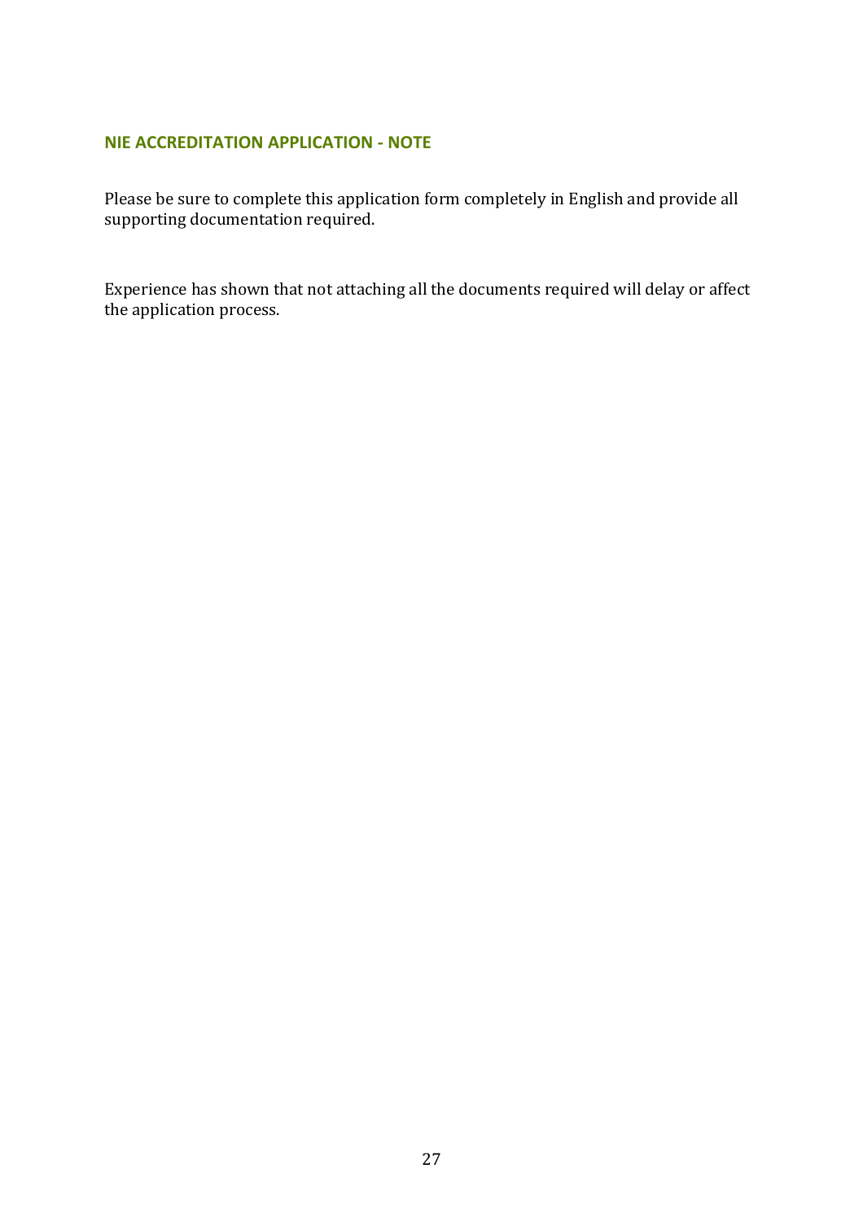### NIE ACCREDITATION APPLICATION - NOTE

Please be sure to complete this application form completely in English and provide all supporting documentation required.

Experience has shown that not attaching all the documents required will delay or affect the application process.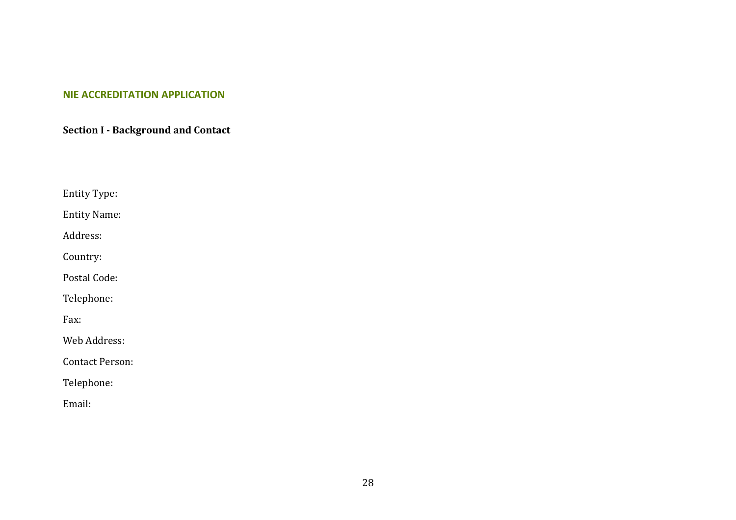## NIE ACCREDITATION APPLICATION

### Section I - Background and Contact

Entity Type:

Entity Name:

Address:

Country:

Postal Code:

Telephone:

Fax:

Web Address:

Contact Person:

Telephone:

Email: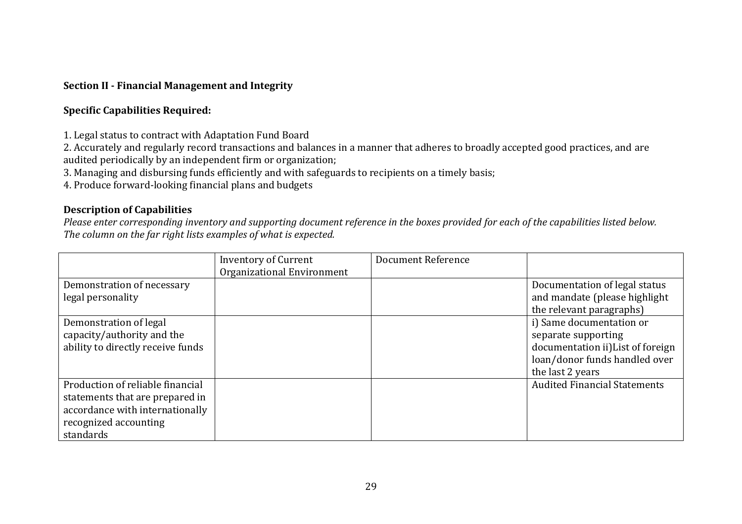**Section II - Financial Management and Integrity**

**Specific Capabilities Required:**

1. Legal status to contract with Adaptation Fund Board
2. Accurately and regularly record transactions and balances in a manner that adheres to broadly accepted good practices, and are audited periodically by an independent firm or organization;
3. Managing and disbursing funds efficiently and with safeguards to recipients on a timely basis;
4. Produce forward-looking financial plans and budgets

**Description of Capabilities**

*Please enter corresponding inventory and supporting document reference in the boxes provided for each of the capabilities listed below. The column on the far right lists examples of what is expected.*

| | Inventory of Current Organizational Environment | Document Reference | |
|---|---|---|---|
| Demonstration of necessary legal personality | | | Documentation of legal status and mandate (please highlight the relevant paragraphs) |
| Demonstration of legal capacity/authority and the ability to directly receive funds | | | i) Same documentation or separate supporting documentation ii)List of foreign loan/donor funds handled over the last 2 years |
| Production of reliable financial statements that are prepared in accordance with internationally recognized accounting standards | | | Audited Financial Statements |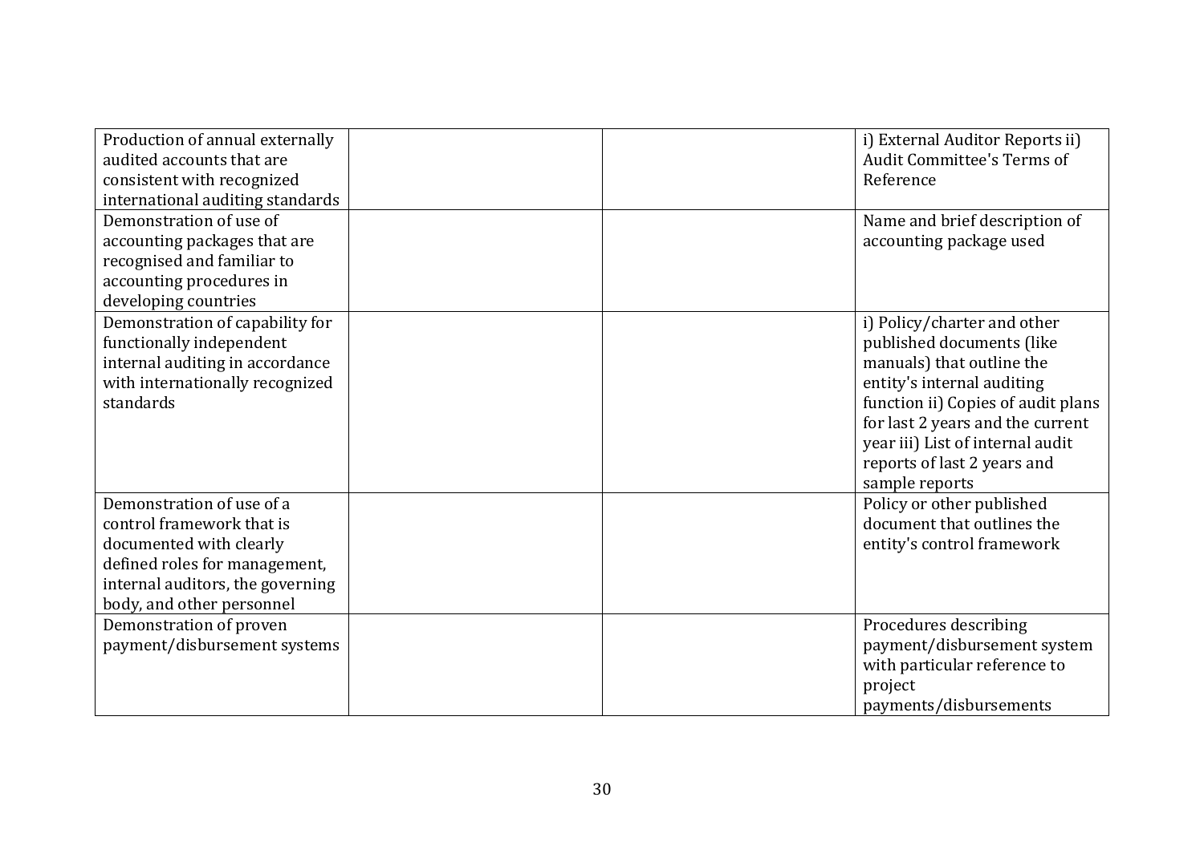| | | | |
|---|---|---|---|
| Production of annual externally audited accounts that are consistent with recognized international auditing standards | | | i) External Auditor Reports ii) Audit Committee's Terms of Reference |
| Demonstration of use of accounting packages that are recognised and familiar to accounting procedures in developing countries | | | Name and brief description of accounting package used |
| Demonstration of capability for functionally independent internal auditing in accordance with internationally recognized standards | | | i) Policy/charter and other published documents (like manuals) that outline the entity's internal auditing function ii) Copies of audit plans for last 2 years and the current year iii) List of internal audit reports of last 2 years and sample reports |
| Demonstration of use of a control framework that is documented with clearly defined roles for management, internal auditors, the governing body, and other personnel | | | Policy or other published document that outlines the entity's control framework |
| Demonstration of proven payment/disbursement systems | | | Procedures describing payment/disbursement system with particular reference to project payments/disbursements |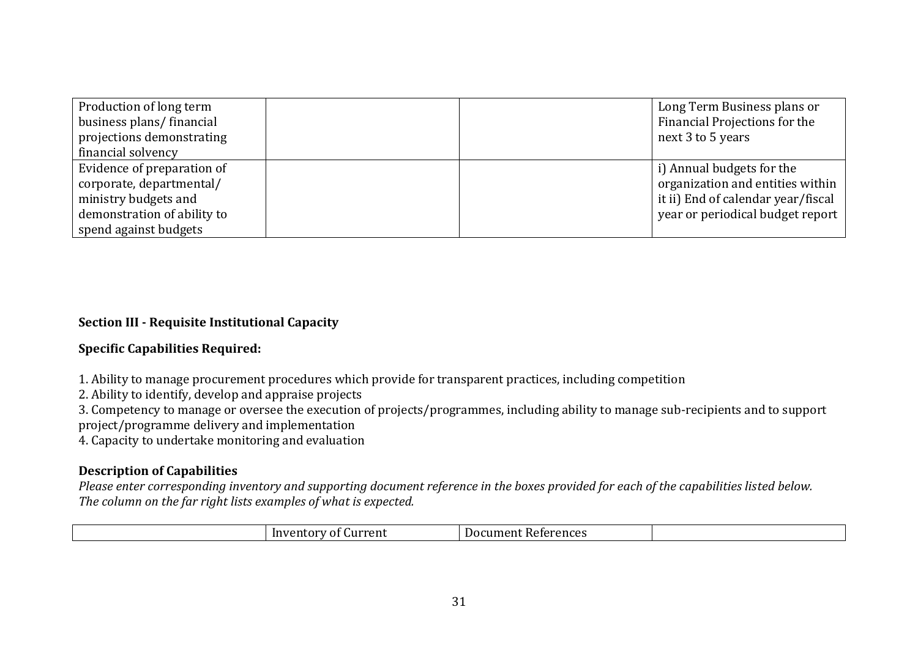| | | | |
|---|---|---|---|
| Production of long term business plans/ financial projections demonstrating financial solvency | | | Long Term Business plans or Financial Projections for the next 3 to 5 years |
| Evidence of preparation of corporate, departmental/ ministry budgets and demonstration of ability to spend against budgets | | | i) Annual budgets for the organization and entities within it ii) End of calendar year/fiscal year or periodical budget report |

**Section III - Requisite Institutional Capacity**

**Specific Capabilities Required:**

1. Ability to manage procurement procedures which provide for transparent practices, including competition
2. Ability to identify, develop and appraise projects
3. Competency to manage or oversee the execution of projects/programmes, including ability to manage sub-recipients and to support project/programme delivery and implementation
4. Capacity to undertake monitoring and evaluation

**Description of Capabilities**

*Please enter corresponding inventory and supporting document reference in the boxes provided for each of the capabilities listed below. The column on the far right lists examples of what is expected.*

| | Inventory of Current | Document References | |
|---|---|---|---|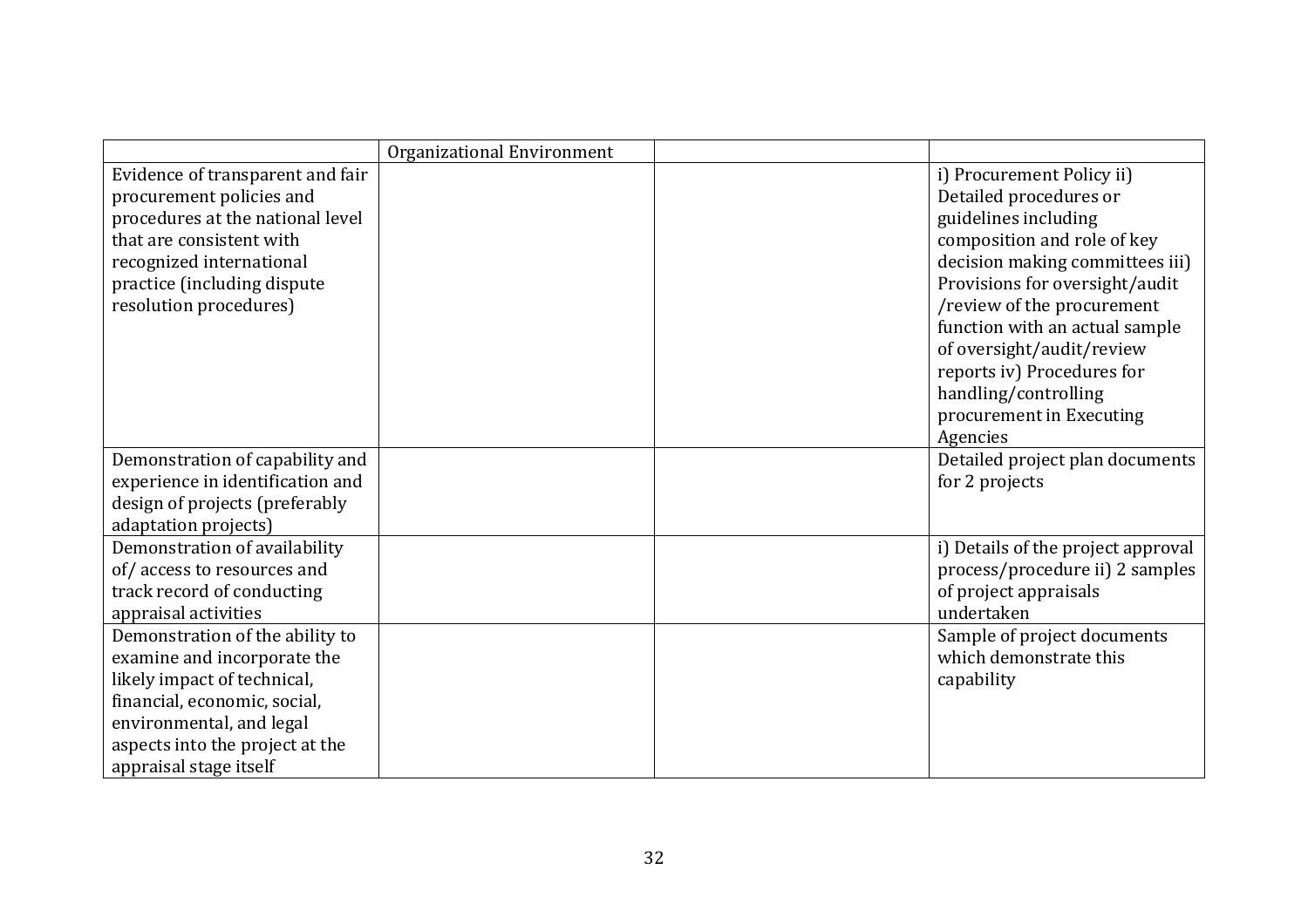| | Organizational Environment | | |
|---|---|---|---|
| Evidence of transparent and fair procurement policies and procedures at the national level that are consistent with recognized international practice (including dispute resolution procedures) | | | i) Procurement Policy ii) Detailed procedures or guidelines including composition and role of key decision making committees iii) Provisions for oversight/audit /review of the procurement function with an actual sample of oversight/audit/review reports iv) Procedures for handling/controlling procurement in Executing Agencies |
| Demonstration of capability and experience in identification and design of projects (preferably adaptation projects) | | | Detailed project plan documents for 2 projects |
| Demonstration of availability of/ access to resources and track record of conducting appraisal activities | | | i) Details of the project approval process/procedure ii) 2 samples of project appraisals undertaken |
| Demonstration of the ability to examine and incorporate the likely impact of technical, financial, economic, social, environmental, and legal aspects into the project at the appraisal stage itself | | | Sample of project documents which demonstrate this capability |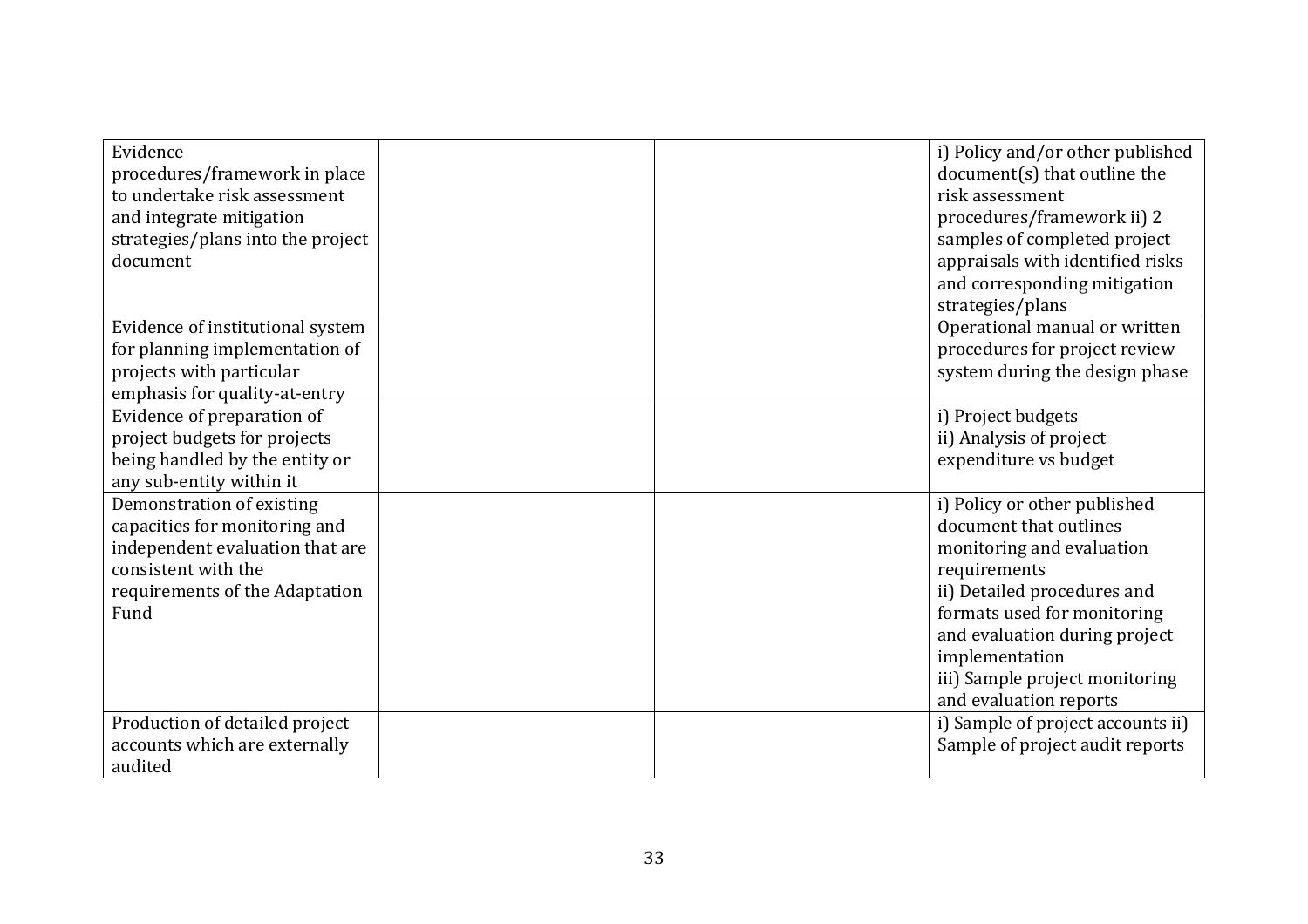| | | | |
|---|---|---|---|
| Evidence procedures/framework in place to undertake risk assessment and integrate mitigation strategies/plans into the project document | | | i) Policy and/or other published document(s) that outline the risk assessment procedures/framework ii) 2 samples of completed project appraisals with identified risks and corresponding mitigation strategies/plans |
| Evidence of institutional system for planning implementation of projects with particular emphasis for quality-at-entry | | | Operational manual or written procedures for project review system during the design phase |
| Evidence of preparation of project budgets for projects being handled by the entity or any sub-entity within it | | | i) Project budgets<br>ii) Analysis of project expenditure vs budget |
| Demonstration of existing capacities for monitoring and independent evaluation that are consistent with the requirements of the Adaptation Fund | | | i) Policy or other published document that outlines monitoring and evaluation requirements<br>ii) Detailed procedures and formats used for monitoring and evaluation during project implementation<br>iii) Sample project monitoring and evaluation reports |
| Production of detailed project accounts which are externally audited | | | i) Sample of project accounts ii) Sample of project audit reports |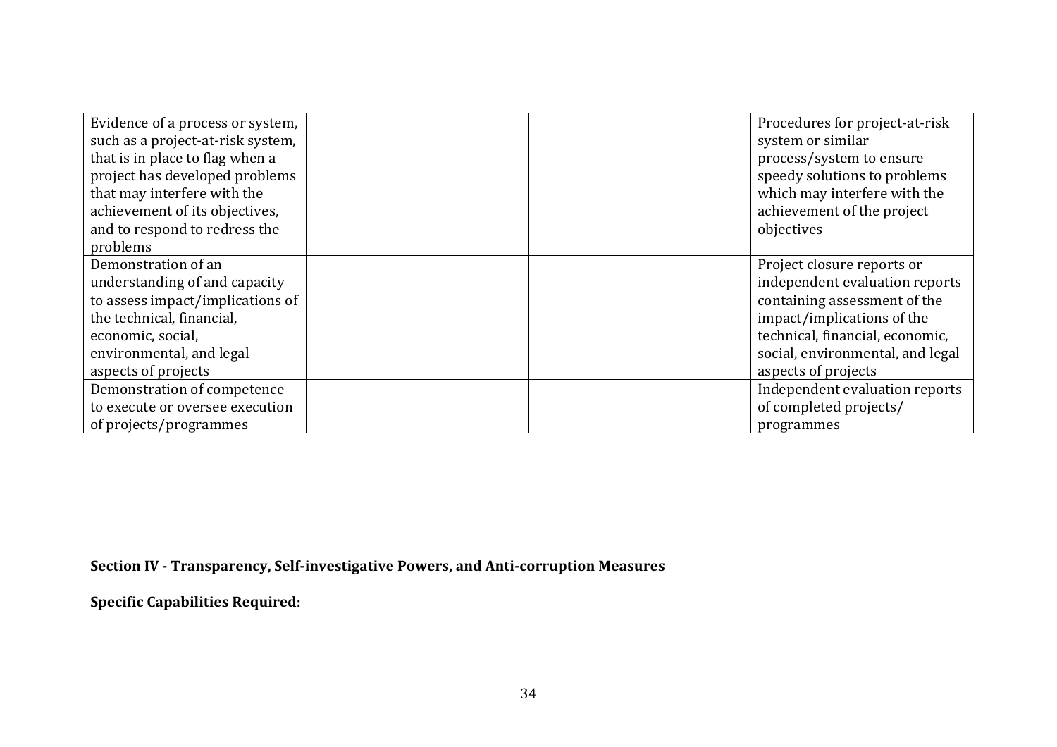| | | | |
|---|---|---|---|
| Evidence of a process or system, such as a project-at-risk system, that is in place to flag when a project has developed problems that may interfere with the achievement of its objectives, and to respond to redress the problems | | | Procedures for project-at-risk system or similar process/system to ensure speedy solutions to problems which may interfere with the achievement of the project objectives |
| Demonstration of an understanding of and capacity to assess impact/implications of the technical, financial, economic, social, environmental, and legal aspects of projects | | | Project closure reports or independent evaluation reports containing assessment of the impact/implications of the technical, financial, economic, social, environmental, and legal aspects of projects |
| Demonstration of competence to execute or oversee execution of projects/programmes | | | Independent evaluation reports of completed projects/ programmes |

**Section IV - Transparency, Self-investigative Powers, and Anti-corruption Measures**

**Specific Capabilities Required:**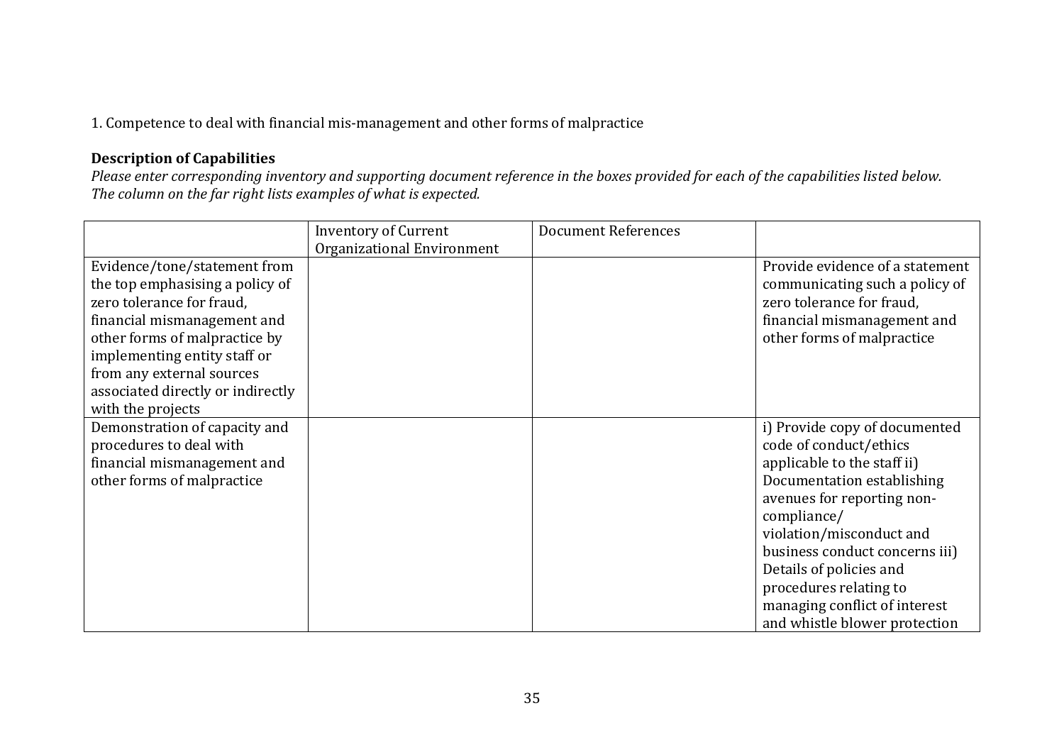1. Competence to deal with financial mis-management and other forms of malpractice

**Description of Capabilities**

*Please enter corresponding inventory and supporting document reference in the boxes provided for each of the capabilities listed below. The column on the far right lists examples of what is expected.*

| | Inventory of Current Organizational Environment | Document References | |
|---|---|---|---|
| Evidence/tone/statement from the top emphasising a policy of zero tolerance for fraud, financial mismanagement and other forms of malpractice by implementing entity staff or from any external sources associated directly or indirectly with the projects | | | Provide evidence of a statement communicating such a policy of zero tolerance for fraud, financial mismanagement and other forms of malpractice |
| Demonstration of capacity and procedures to deal with financial mismanagement and other forms of malpractice | | | i) Provide copy of documented code of conduct/ethics applicable to the staff ii) Documentation establishing avenues for reporting non-compliance/ violation/misconduct and business conduct concerns iii) Details of policies and procedures relating to managing conflict of interest and whistle blower protection |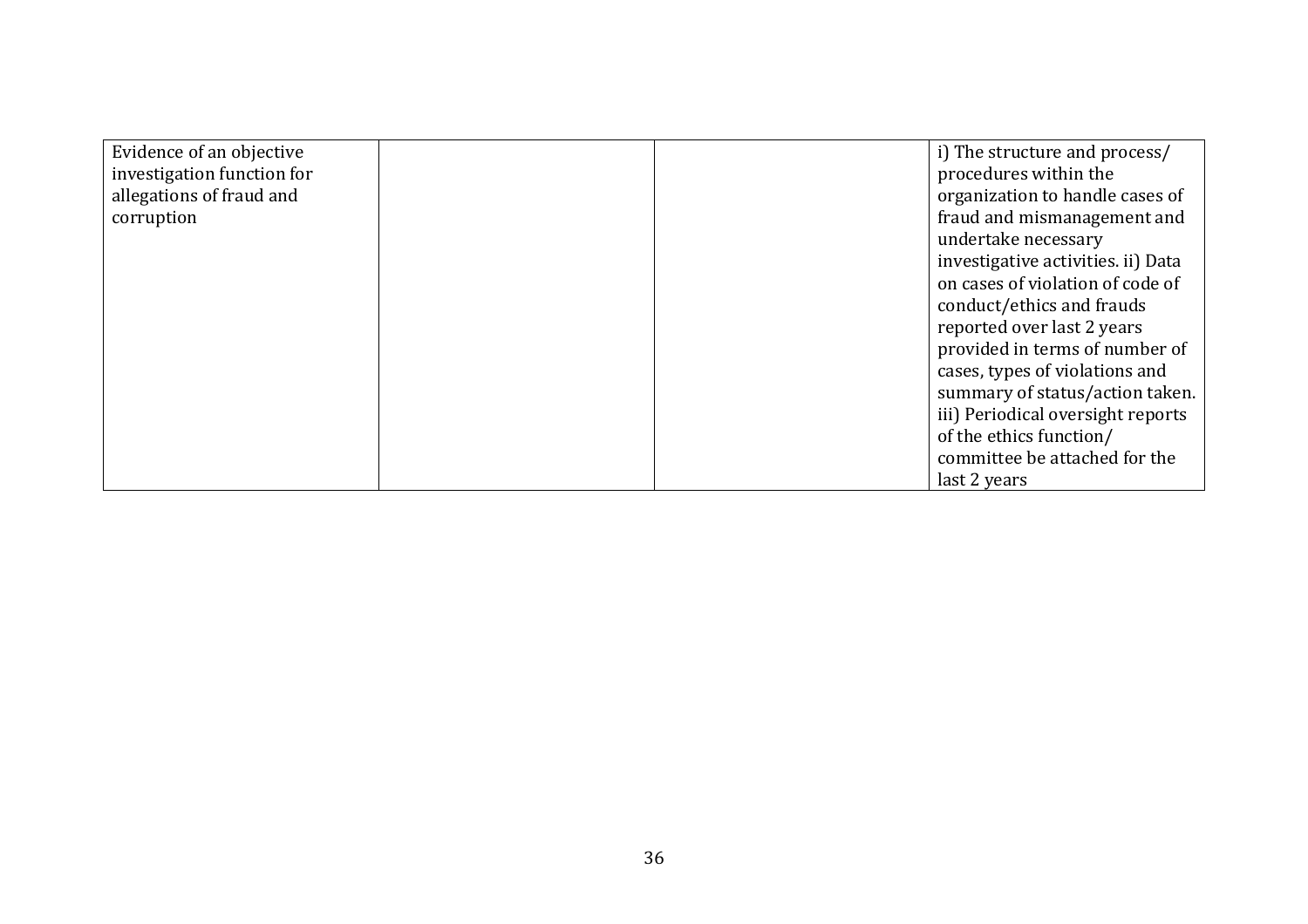| | | | |
|---|---|---|---|
| Evidence of an objective investigation function for allegations of fraud and corruption | | | i) The structure and process/ procedures within the organization to handle cases of fraud and mismanagement and undertake necessary investigative activities. ii) Data on cases of violation of code of conduct/ethics and frauds reported over last 2 years provided in terms of number of cases, types of violations and summary of status/action taken. iii) Periodical oversight reports of the ethics function/ committee be attached for the last 2 years |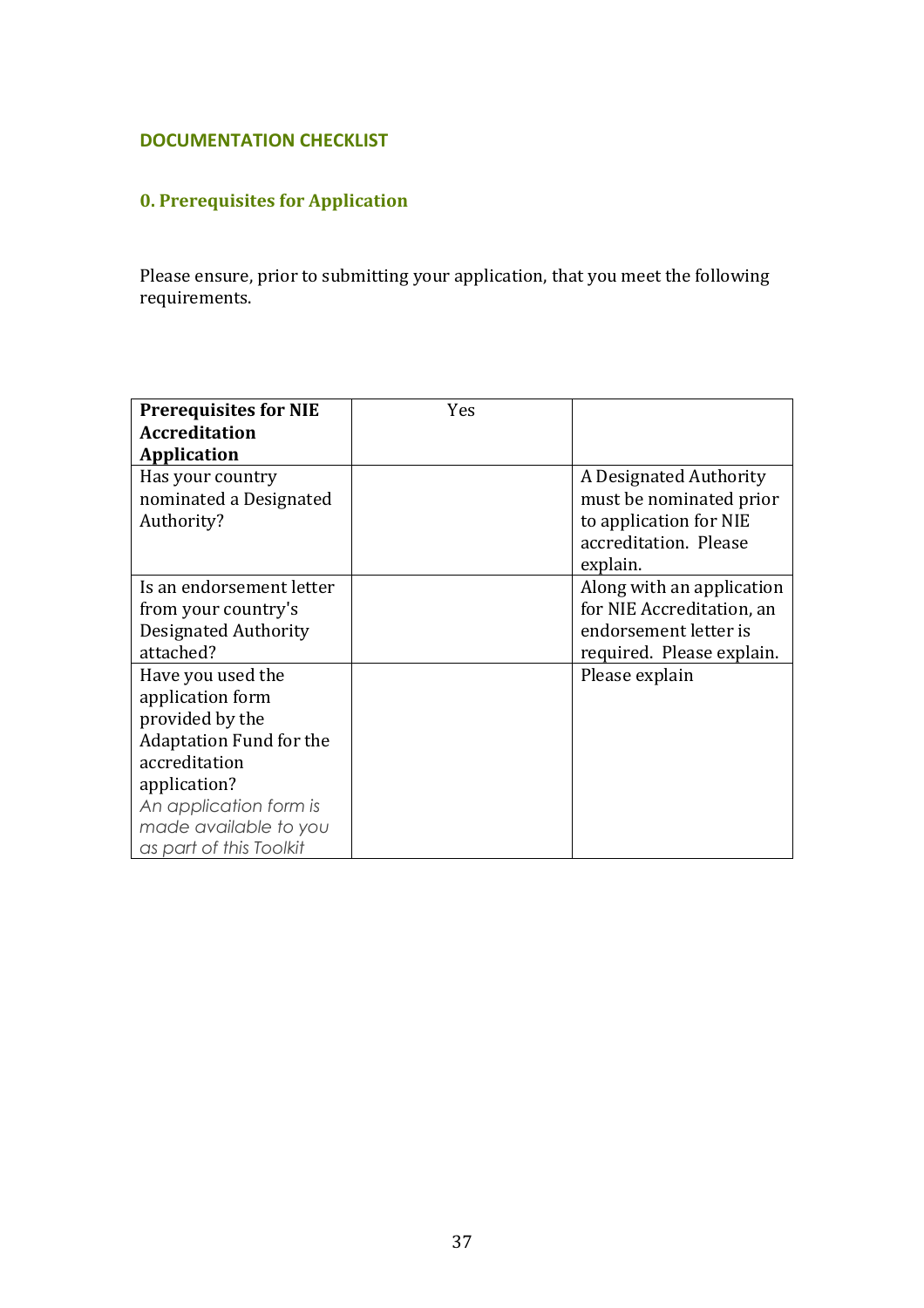## DOCUMENTATION CHECKLIST

### 0. Prerequisites for Application

Please ensure, prior to submitting your application, that you meet the following requirements.

| **Prerequisites for NIE Accreditation Application** | Yes | |
|---|---|---|
| Has your country nominated a Designated Authority? | | A Designated Authority must be nominated prior to application for NIE accreditation. Please explain. |
| Is an endorsement letter from your country's Designated Authority attached? | | Along with an application for NIE Accreditation, an endorsement letter is required. Please explain. |
| Have you used the application form provided by the Adaptation Fund for the accreditation application? *An application form is made available to you as part of this Toolkit* | | Please explain |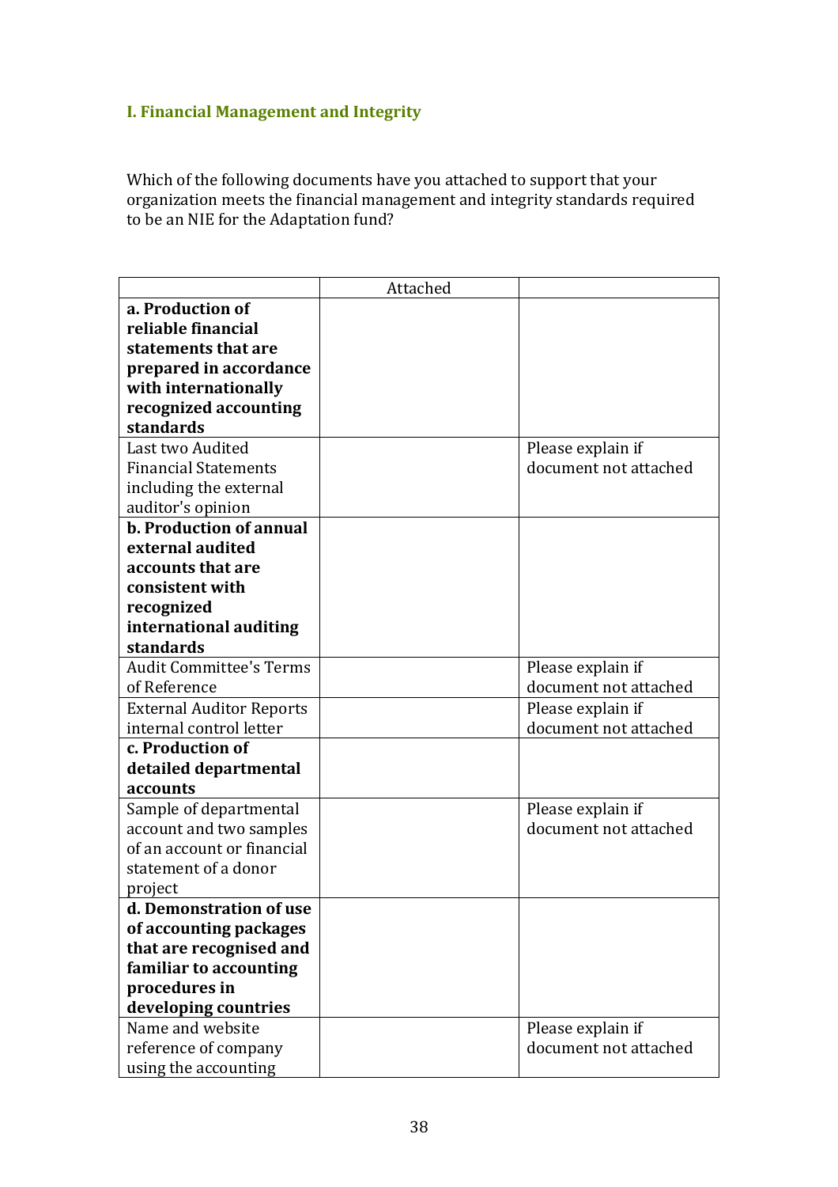### I. Financial Management and Integrity

Which of the following documents have you attached to support that your organization meets the financial management and integrity standards required to be an NIE for the Adaptation fund?

| | Attached | |
|---|---|---|
| **a. Production of reliable financial statements that are prepared in accordance with internationally recognized accounting standards** | | |
| Last two Audited Financial Statements including the external auditor's opinion | | Please explain if document not attached |
| **b. Production of annual external audited accounts that are consistent with recognized international auditing standards** | | |
| Audit Committee's Terms of Reference | | Please explain if document not attached |
| External Auditor Reports internal control letter | | Please explain if document not attached |
| **c. Production of detailed departmental accounts** | | |
| Sample of departmental account and two samples of an account or financial statement of a donor project | | Please explain if document not attached |
| **d. Demonstration of use of accounting packages that are recognised and familiar to accounting procedures in developing countries** | | |
| Name and website reference of company using the accounting | | Please explain if document not attached |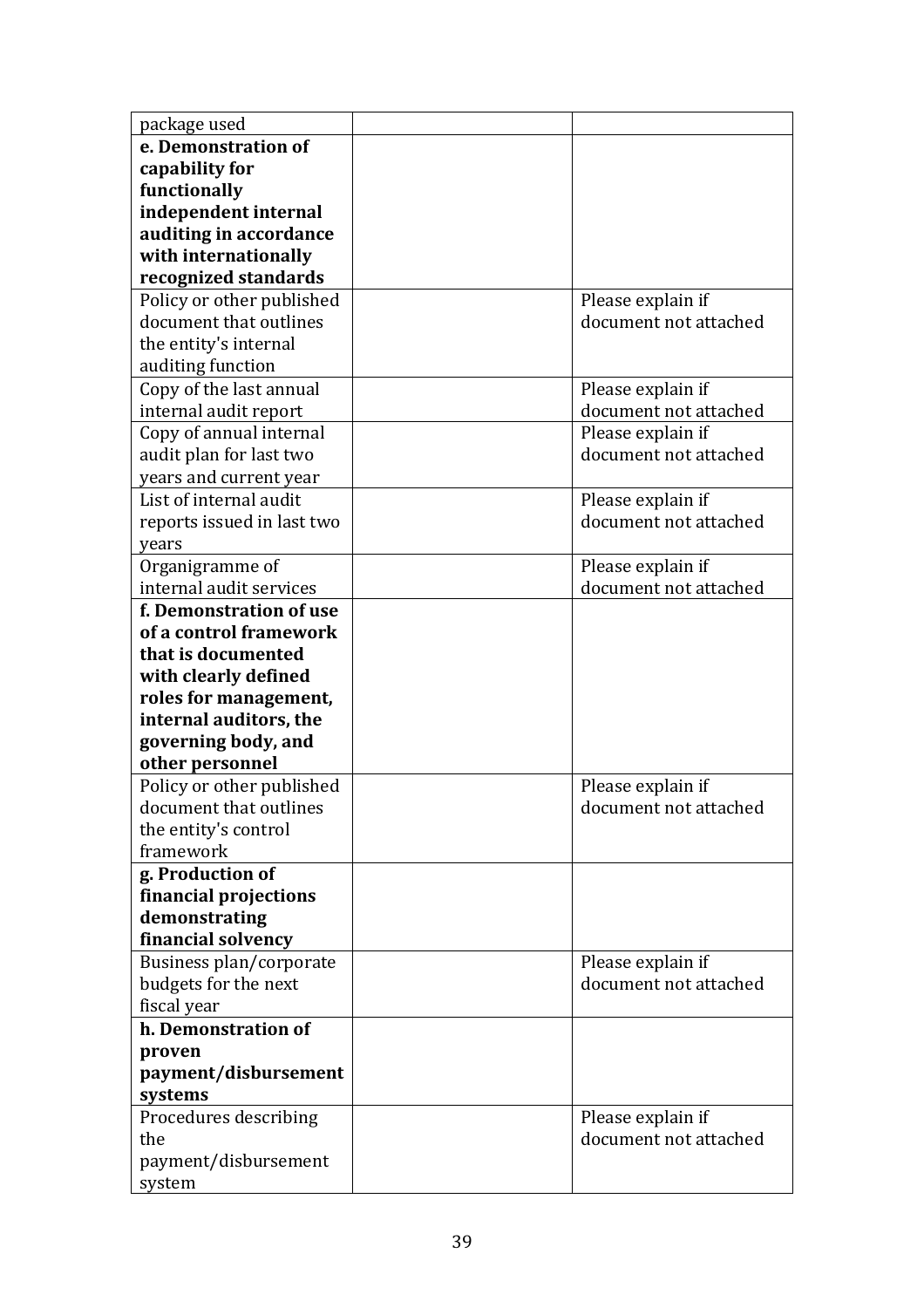| package used | | |
|---|---|---|
| **e. Demonstration of capability for functionally independent internal auditing in accordance with internationally recognized standards** | | |
| Policy or other published document that outlines the entity's internal auditing function | | Please explain if document not attached |
| Copy of the last annual internal audit report | | Please explain if document not attached |
| Copy of annual internal audit plan for last two years and current year | | Please explain if document not attached |
| List of internal audit reports issued in last two years | | Please explain if document not attached |
| Organigramme of internal audit services | | Please explain if document not attached |
| **f. Demonstration of use of a control framework that is documented with clearly defined roles for management, internal auditors, the governing body, and other personnel** | | |
| Policy or other published document that outlines the entity's control framework | | Please explain if document not attached |
| **g. Production of financial projections demonstrating financial solvency** | | |
| Business plan/corporate budgets for the next fiscal year | | Please explain if document not attached |
| **h. Demonstration of proven payment/disbursement systems** | | |
| Procedures describing the payment/disbursement system | | Please explain if document not attached |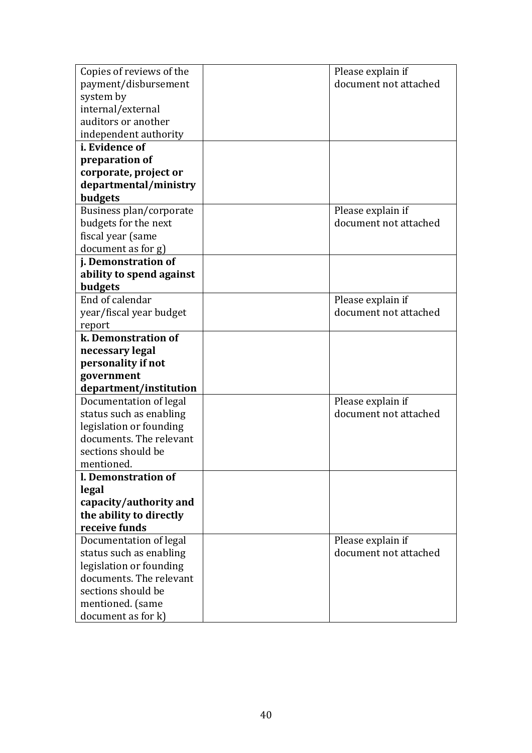| Copies of reviews of the payment/disbursement system by internal/external auditors or another independent authority | | Please explain if document not attached |
|---|---|---|
| **i. Evidence of preparation of corporate, project or departmental/ministry budgets** | | |
| Business plan/corporate budgets for the next fiscal year (same document as for g) | | Please explain if document not attached |
| **j. Demonstration of ability to spend against budgets** | | |
| End of calendar year/fiscal year budget report | | Please explain if document not attached |
| **k. Demonstration of necessary legal personality if not government department/institution** | | |
| Documentation of legal status such as enabling legislation or founding documents. The relevant sections should be mentioned. | | Please explain if document not attached |
| **l. Demonstration of legal capacity/authority and the ability to directly receive funds** | | |
| Documentation of legal status such as enabling legislation or founding documents. The relevant sections should be mentioned. (same document as for k) | | Please explain if document not attached |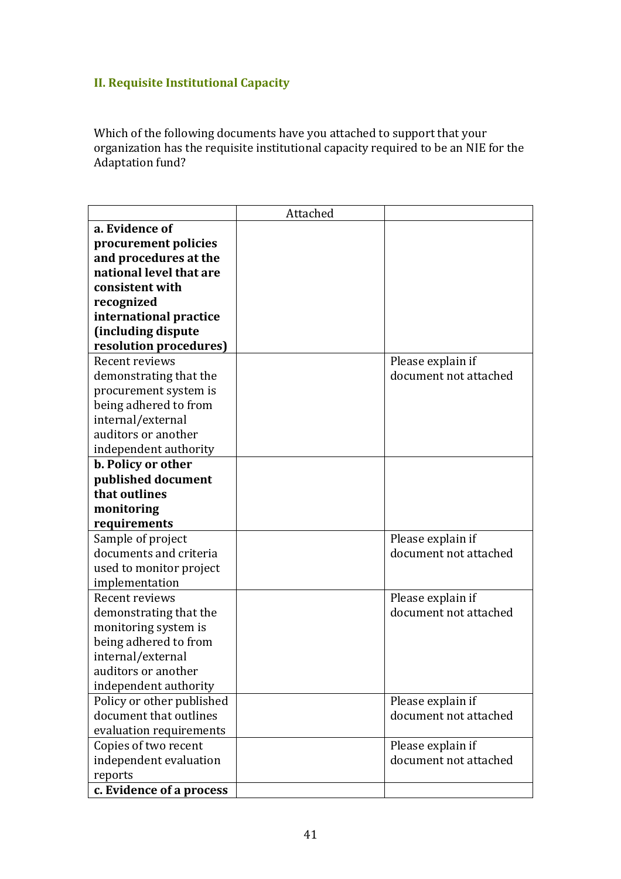## II. Requisite Institutional Capacity

Which of the following documents have you attached to support that your organization has the requisite institutional capacity required to be an NIE for the Adaptation fund?

| | Attached | |
|---|---|---|
| **a. Evidence of procurement policies and procedures at the national level that are consistent with recognized international practice (including dispute resolution procedures)** | | |
| Recent reviews demonstrating that the procurement system is being adhered to from internal/external auditors or another independent authority | | Please explain if document not attached |
| **b. Policy or other published document that outlines monitoring requirements** | | |
| Sample of project documents and criteria used to monitor project implementation | | Please explain if document not attached |
| Recent reviews demonstrating that the monitoring system is being adhered to from internal/external auditors or another independent authority | | Please explain if document not attached |
| Policy or other published document that outlines evaluation requirements | | Please explain if document not attached |
| Copies of two recent independent evaluation reports | | Please explain if document not attached |
| **c. Evidence of a process** | | |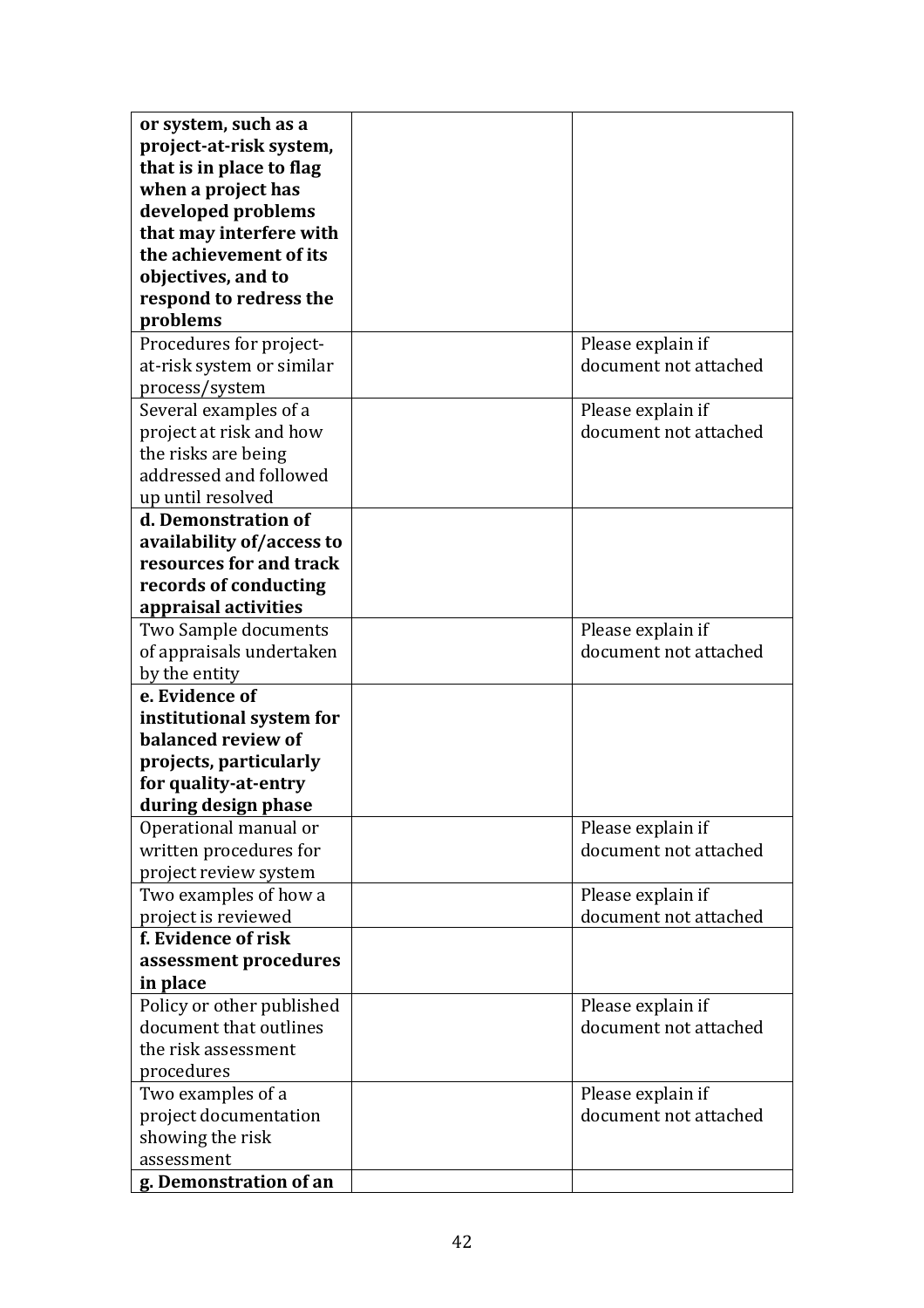| | | |
|---|---|---|
| **or system, such as a project-at-risk system, that is in place to flag when a project has developed problems that may interfere with the achievement of its objectives, and to respond to redress the problems** | | |
| Procedures for project-at-risk system or similar process/system | | Please explain if document not attached |
| Several examples of a project at risk and how the risks are being addressed and followed up until resolved | | Please explain if document not attached |
| **d. Demonstration of availability of/access to resources for and track records of conducting appraisal activities** | | |
| Two Sample documents of appraisals undertaken by the entity | | Please explain if document not attached |
| **e. Evidence of institutional system for balanced review of projects, particularly for quality-at-entry during design phase** | | |
| Operational manual or written procedures for project review system | | Please explain if document not attached |
| Two examples of how a project is reviewed | | Please explain if document not attached |
| **f. Evidence of risk assessment procedures in place** | | |
| Policy or other published document that outlines the risk assessment procedures | | Please explain if document not attached |
| Two examples of a project documentation showing the risk assessment | | Please explain if document not attached |
| **g. Demonstration of an** | | |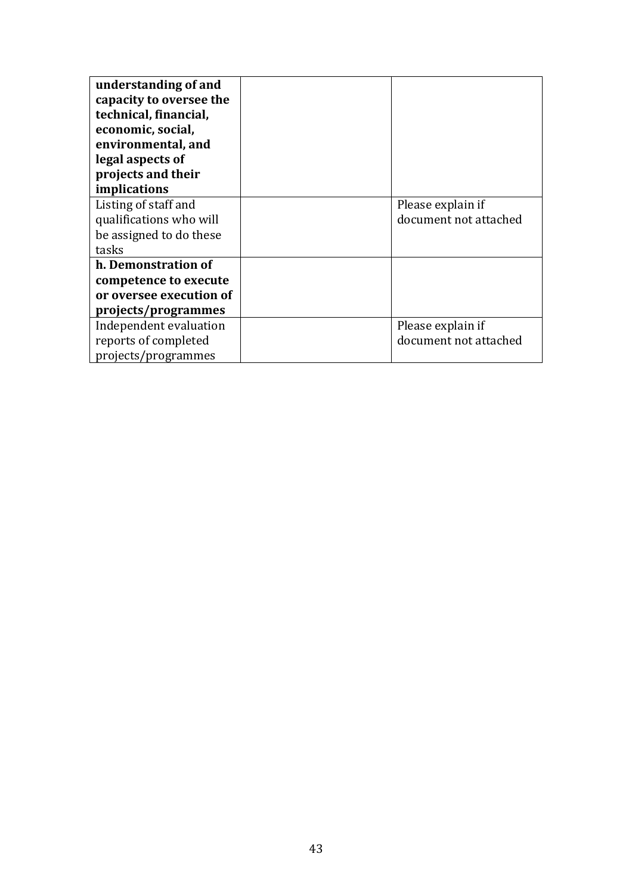| | | |
|---|---|---|
| **understanding of and capacity to oversee the technical, financial, economic, social, environmental, and legal aspects of projects and their implications** | | |
| Listing of staff and qualifications who will be assigned to do these tasks | | Please explain if document not attached |
| **h. Demonstration of competence to execute or oversee execution of projects/programmes** | | |
| Independent evaluation reports of completed projects/programmes | | Please explain if document not attached |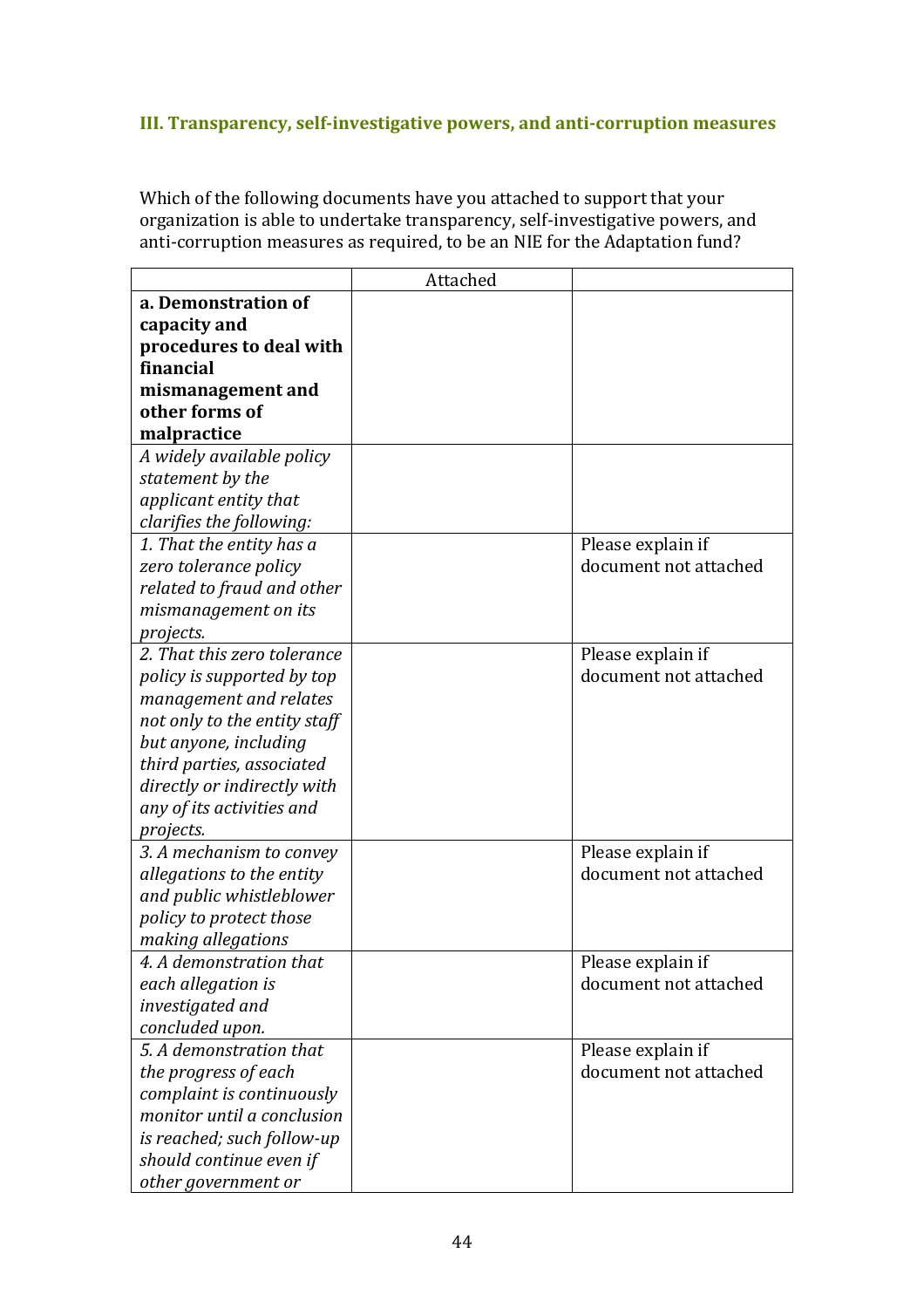### III. Transparency, self-investigative powers, and anti-corruption measures

Which of the following documents have you attached to support that your organization is able to undertake transparency, self-investigative powers, and anti-corruption measures as required, to be an NIE for the Adaptation fund?

| | Attached | |
|---|---|---|
| **a. Demonstration of capacity and procedures to deal with financial mismanagement and other forms of malpractice** | | |
| *A widely available policy statement by the applicant entity that clarifies the following:* | | |
| *1. That the entity has a zero tolerance policy related to fraud and other mismanagement on its projects.* | | Please explain if document not attached |
| *2. That this zero tolerance policy is supported by top management and relates not only to the entity staff but anyone, including third parties, associated directly or indirectly with any of its activities and projects.* | | Please explain if document not attached |
| *3. A mechanism to convey allegations to the entity and public whistleblower policy to protect those making allegations* | | Please explain if document not attached |
| *4. A demonstration that each allegation is investigated and concluded upon.* | | Please explain if document not attached |
| *5. A demonstration that the progress of each complaint is continuously monitor until a conclusion is reached; such follow-up should continue even if other government or* | | Please explain if document not attached |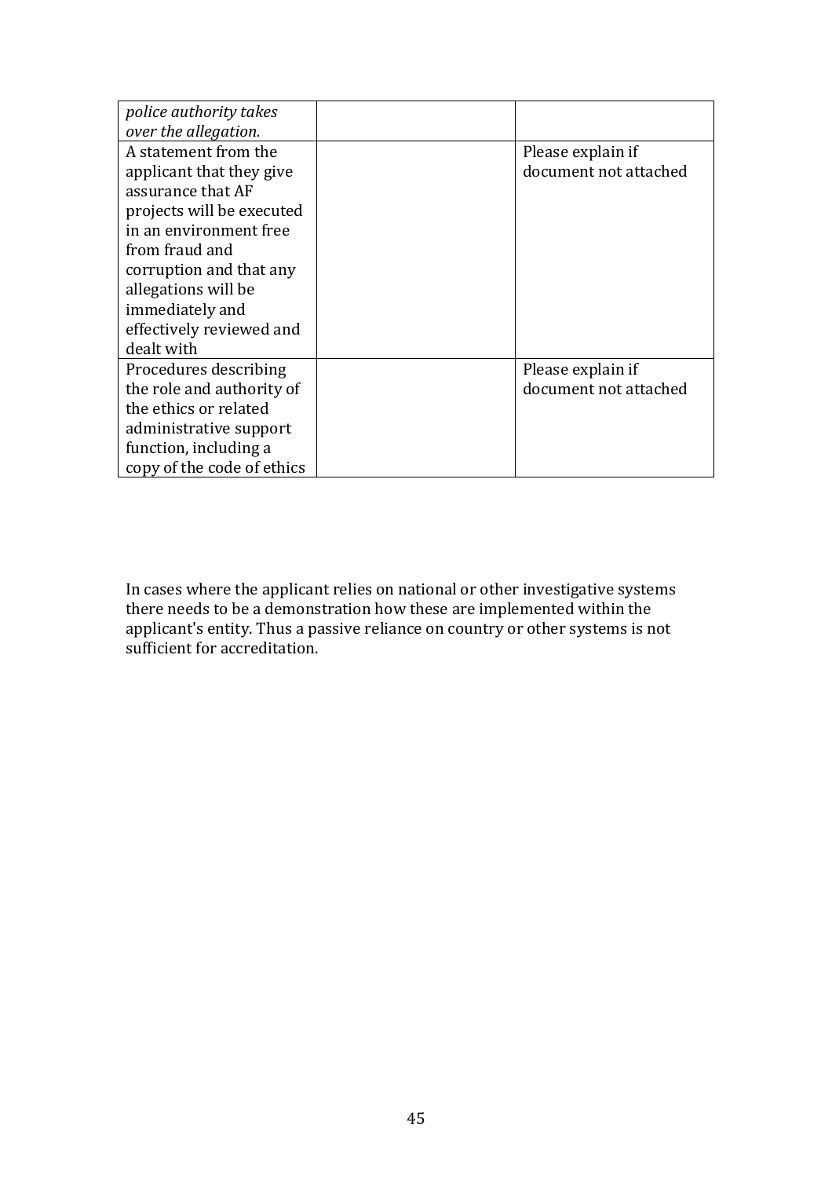| | | |
|---|---|---|
| *police authority takes over the allegation.* | | |
| A statement from the applicant that they give assurance that AF projects will be executed in an environment free from fraud and corruption and that any allegations will be immediately and effectively reviewed and dealt with | | Please explain if document not attached |
| Procedures describing the role and authority of the ethics or related administrative support function, including a copy of the code of ethics | | Please explain if document not attached |

In cases where the applicant relies on national or other investigative systems there needs to be a demonstration how these are implemented within the applicant's entity. Thus a passive reliance on country or other systems is not sufficient for accreditation.